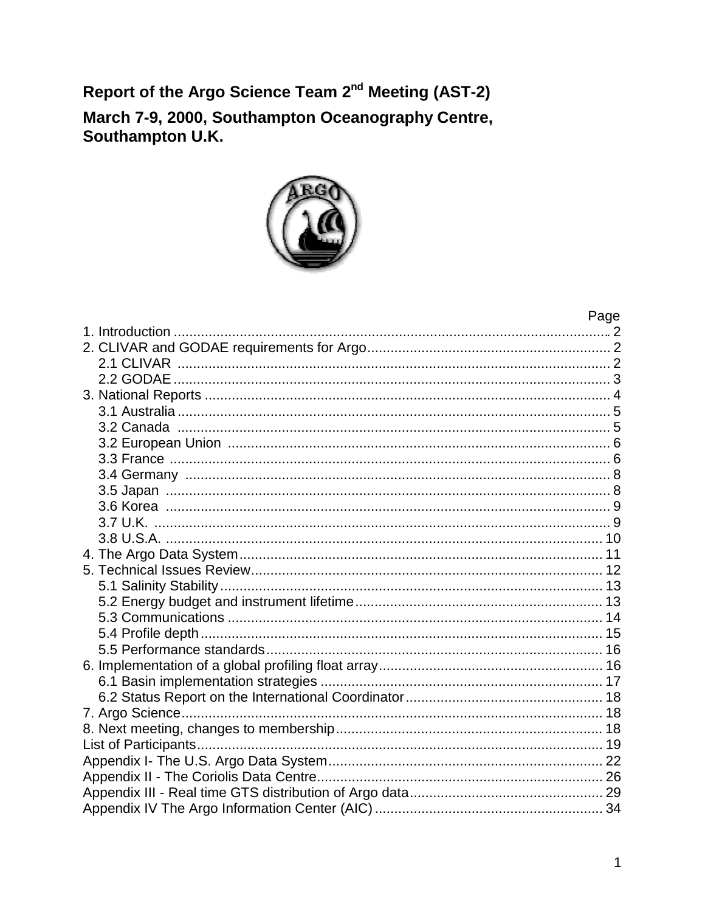# Report of the Argo Science Team 2nd Meeting (AST-2)

## March 7-9, 2000, Southampton Oceanography Centre, Southampton U.K.

| | Page |
|---|---|
| 1. Introduction | 2 |
| 2. CLIVAR and GODAE requirements for Argo | 2 |
| 2.1 CLIVAR | 2 |
| 2.2 GODAE | 3 |
| 3. National Reports | 4 |
| 3.1 Australia | 5 |
| 3.2 Canada | 5 |
| 3.2 European Union | 6 |
| 3.3 France | 6 |
| 3.4 Germany | 8 |
| 3.5 Japan | 8 |
| 3.6 Korea | 9 |
| 3.7 U.K. | 9 |
| 3.8 U.S.A. | 10 |
| 4. The Argo Data System | 11 |
| 5. Technical Issues Review | 12 |
| 5.1 Salinity Stability | 13 |
| 5.2 Energy budget and instrument lifetime | 13 |
| 5.3 Communications | 14 |
| 5.4 Profile depth | 15 |
| 5.5 Performance standards | 16 |
| 6. Implementation of a global profiling float array | 16 |
| 6.1 Basin implementation strategies | 17 |
| 6.2 Status Report on the International Coordinator | 18 |
| 7. Argo Science | 18 |
| 8. Next meeting, changes to membership | 18 |
| List of Participants | 19 |
| Appendix I- The U.S. Argo Data System | 22 |
| Appendix II - The Coriolis Data Centre | 26 |
| Appendix III - Real time GTS distribution of Argo data | 29 |
| Appendix IV The Argo Information Center (AIC) | 34 |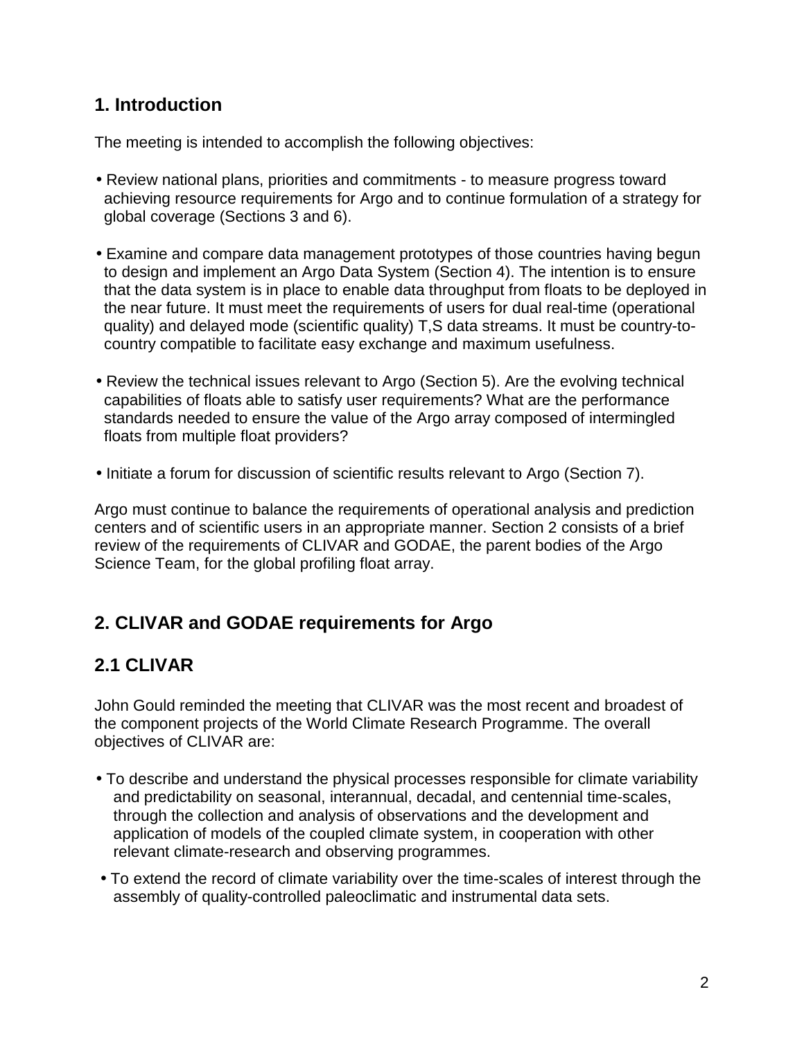## 1. Introduction

The meeting is intended to accomplish the following objectives:

- Review national plans, priorities and commitments - to measure progress toward achieving resource requirements for Argo and to continue formulation of a strategy for global coverage (Sections 3 and 6).

- Examine and compare data management prototypes of those countries having begun to design and implement an Argo Data System (Section 4). The intention is to ensure that the data system is in place to enable data throughput from floats to be deployed in the near future. It must meet the requirements of users for dual real-time (operational quality) and delayed mode (scientific quality) T,S data streams. It must be country-to-country compatible to facilitate easy exchange and maximum usefulness.

- Review the technical issues relevant to Argo (Section 5). Are the evolving technical capabilities of floats able to satisfy user requirements? What are the performance standards needed to ensure the value of the Argo array composed of intermingled floats from multiple float providers?

- Initiate a forum for discussion of scientific results relevant to Argo (Section 7).

Argo must continue to balance the requirements of operational analysis and prediction centers and of scientific users in an appropriate manner. Section 2 consists of a brief review of the requirements of CLIVAR and GODAE, the parent bodies of the Argo Science Team, for the global profiling float array.

## 2. CLIVAR and GODAE requirements for Argo

## 2.1 CLIVAR

John Gould reminded the meeting that CLIVAR was the most recent and broadest of the component projects of the World Climate Research Programme. The overall objectives of CLIVAR are:

- To describe and understand the physical processes responsible for climate variability and predictability on seasonal, interannual, decadal, and centennial time-scales, through the collection and analysis of observations and the development and application of models of the coupled climate system, in cooperation with other relevant climate-research and observing programmes.
- To extend the record of climate variability over the time-scales of interest through the assembly of quality-controlled paleoclimatic and instrumental data sets.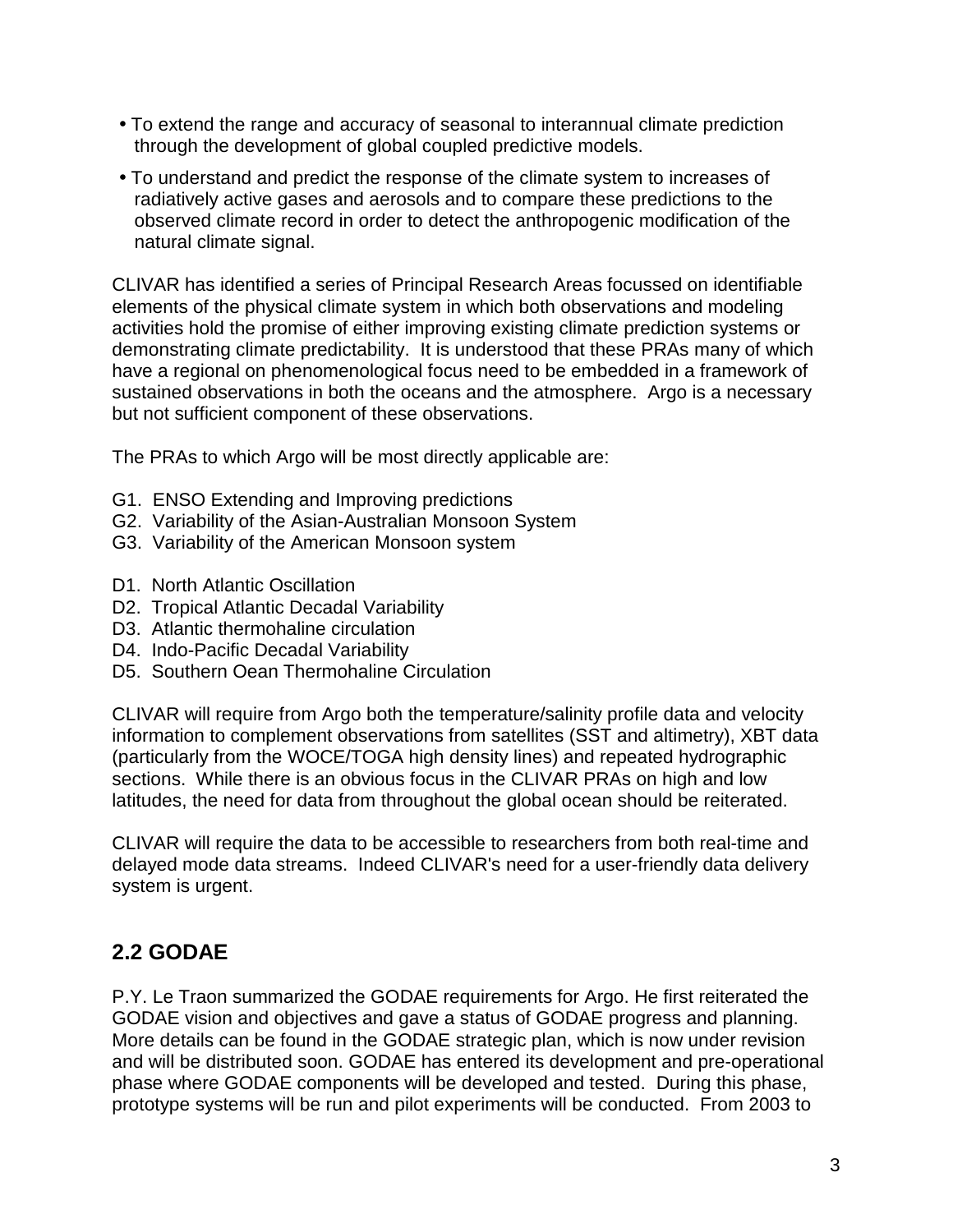- To extend the range and accuracy of seasonal to interannual climate prediction through the development of global coupled predictive models.
- To understand and predict the response of the climate system to increases of radiatively active gases and aerosols and to compare these predictions to the observed climate record in order to detect the anthropogenic modification of the natural climate signal.

CLIVAR has identified a series of Principal Research Areas focussed on identifiable elements of the physical climate system in which both observations and modeling activities hold the promise of either improving existing climate prediction systems or demonstrating climate predictability. It is understood that these PRAs many of which have a regional on phenomenological focus need to be embedded in a framework of sustained observations in both the oceans and the atmosphere. Argo is a necessary but not sufficient component of these observations.

The PRAs to which Argo will be most directly applicable are:

G1. ENSO Extending and Improving predictions
G2. Variability of the Asian-Australian Monsoon System
G3. Variability of the American Monsoon system

D1. North Atlantic Oscillation
D2. Tropical Atlantic Decadal Variability
D3. Atlantic thermohaline circulation
D4. Indo-Pacific Decadal Variability
D5. Southern Oean Thermohaline Circulation

CLIVAR will require from Argo both the temperature/salinity profile data and velocity information to complement observations from satellites (SST and altimetry), XBT data (particularly from the WOCE/TOGA high density lines) and repeated hydrographic sections. While there is an obvious focus in the CLIVAR PRAs on high and low latitudes, the need for data from throughout the global ocean should be reiterated.

CLIVAR will require the data to be accessible to researchers from both real-time and delayed mode data streams. Indeed CLIVAR's need for a user-friendly data delivery system is urgent.

## 2.2 GODAE

P.Y. Le Traon summarized the GODAE requirements for Argo. He first reiterated the GODAE vision and objectives and gave a status of GODAE progress and planning. More details can be found in the GODAE strategic plan, which is now under revision and will be distributed soon. GODAE has entered its development and pre-operational phase where GODAE components will be developed and tested. During this phase, prototype systems will be run and pilot experiments will be conducted. From 2003 to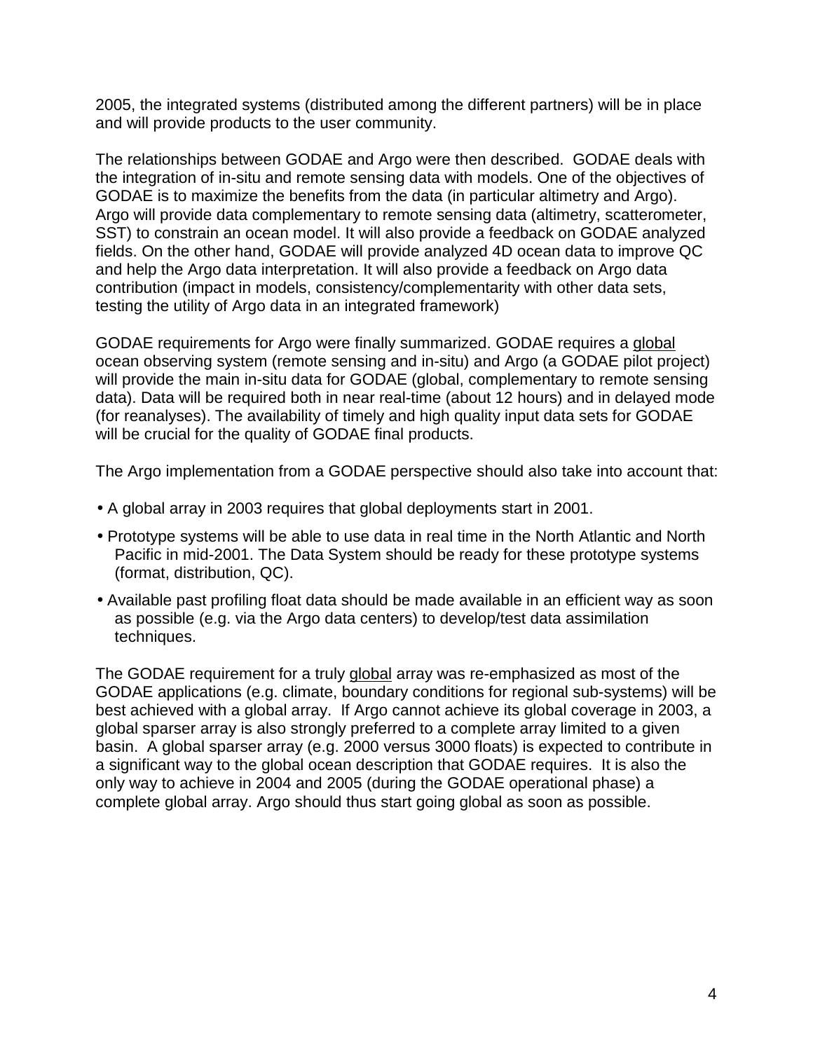2005, the integrated systems (distributed among the different partners) will be in place and will provide products to the user community.

The relationships between GODAE and Argo were then described. GODAE deals with the integration of in-situ and remote sensing data with models. One of the objectives of GODAE is to maximize the benefits from the data (in particular altimetry and Argo). Argo will provide data complementary to remote sensing data (altimetry, scatterometer, SST) to constrain an ocean model. It will also provide a feedback on GODAE analyzed fields. On the other hand, GODAE will provide analyzed 4D ocean data to improve QC and help the Argo data interpretation. It will also provide a feedback on Argo data contribution (impact in models, consistency/complementarity with other data sets, testing the utility of Argo data in an integrated framework)

GODAE requirements for Argo were finally summarized. GODAE requires a global ocean observing system (remote sensing and in-situ) and Argo (a GODAE pilot project) will provide the main in-situ data for GODAE (global, complementary to remote sensing data). Data will be required both in near real-time (about 12 hours) and in delayed mode (for reanalyses). The availability of timely and high quality input data sets for GODAE will be crucial for the quality of GODAE final products.

The Argo implementation from a GODAE perspective should also take into account that:

- A global array in 2003 requires that global deployments start in 2001.
- Prototype systems will be able to use data in real time in the North Atlantic and North Pacific in mid-2001. The Data System should be ready for these prototype systems (format, distribution, QC).
- Available past profiling float data should be made available in an efficient way as soon as possible (e.g. via the Argo data centers) to develop/test data assimilation techniques.

The GODAE requirement for a truly global array was re-emphasized as most of the GODAE applications (e.g. climate, boundary conditions for regional sub-systems) will be best achieved with a global array. If Argo cannot achieve its global coverage in 2003, a global sparser array is also strongly preferred to a complete array limited to a given basin. A global sparser array (e.g. 2000 versus 3000 floats) is expected to contribute in a significant way to the global ocean description that GODAE requires. It is also the only way to achieve in 2004 and 2005 (during the GODAE operational phase) a complete global array. Argo should thus start going global as soon as possible.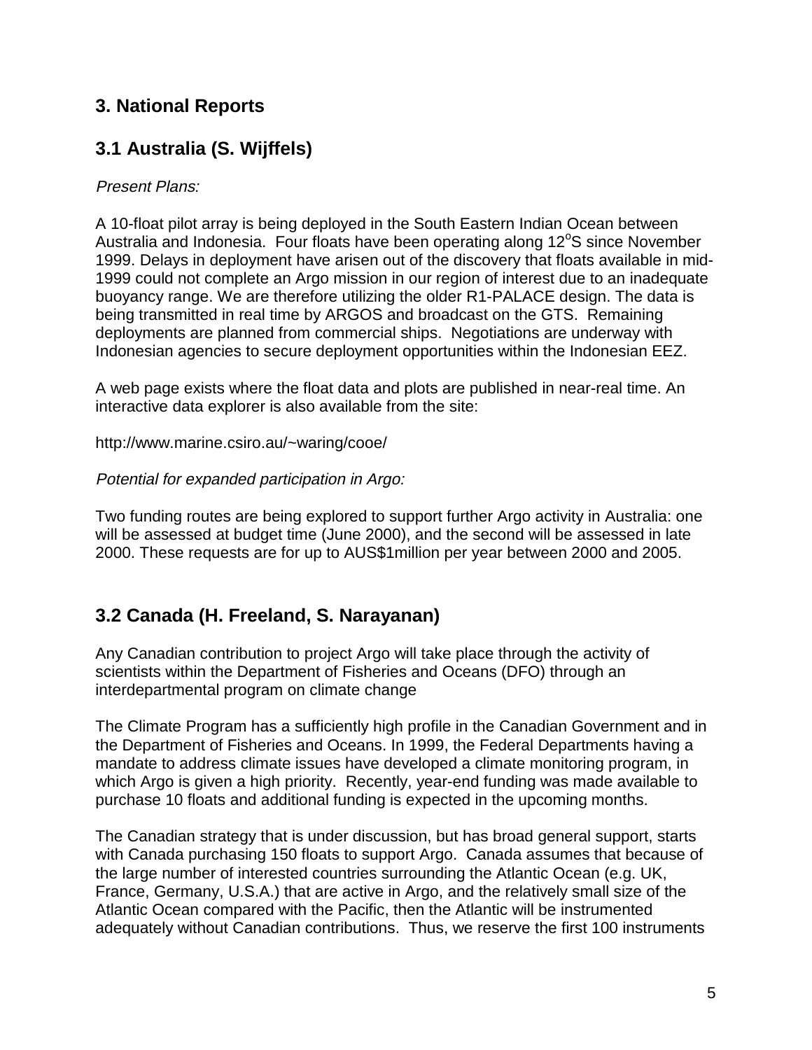## 3. National Reports

## 3.1 Australia (S. Wijffels)

*Present Plans:*

A 10-float pilot array is being deployed in the South Eastern Indian Ocean between Australia and Indonesia. Four floats have been operating along 12$^o$S since November 1999. Delays in deployment have arisen out of the discovery that floats available in mid-1999 could not complete an Argo mission in our region of interest due to an inadequate buoyancy range. We are therefore utilizing the older R1-PALACE design. The data is being transmitted in real time by ARGOS and broadcast on the GTS. Remaining deployments are planned from commercial ships. Negotiations are underway with Indonesian agencies to secure deployment opportunities within the Indonesian EEZ.

A web page exists where the float data and plots are published in near-real time. An interactive data explorer is also available from the site:

http://www.marine.csiro.au/~waring/cooe/

*Potential for expanded participation in Argo:*

Two funding routes are being explored to support further Argo activity in Australia: one will be assessed at budget time (June 2000), and the second will be assessed in late 2000. These requests are for up to AUS$1million per year between 2000 and 2005.

## 3.2 Canada (H. Freeland, S. Narayanan)

Any Canadian contribution to project Argo will take place through the activity of scientists within the Department of Fisheries and Oceans (DFO) through an interdepartmental program on climate change

The Climate Program has a sufficiently high profile in the Canadian Government and in the Department of Fisheries and Oceans. In 1999, the Federal Departments having a mandate to address climate issues have developed a climate monitoring program, in which Argo is given a high priority. Recently, year-end funding was made available to purchase 10 floats and additional funding is expected in the upcoming months.

The Canadian strategy that is under discussion, but has broad general support, starts with Canada purchasing 150 floats to support Argo. Canada assumes that because of the large number of interested countries surrounding the Atlantic Ocean (e.g. UK, France, Germany, U.S.A.) that are active in Argo, and the relatively small size of the Atlantic Ocean compared with the Pacific, then the Atlantic will be instrumented adequately without Canadian contributions. Thus, we reserve the first 100 instruments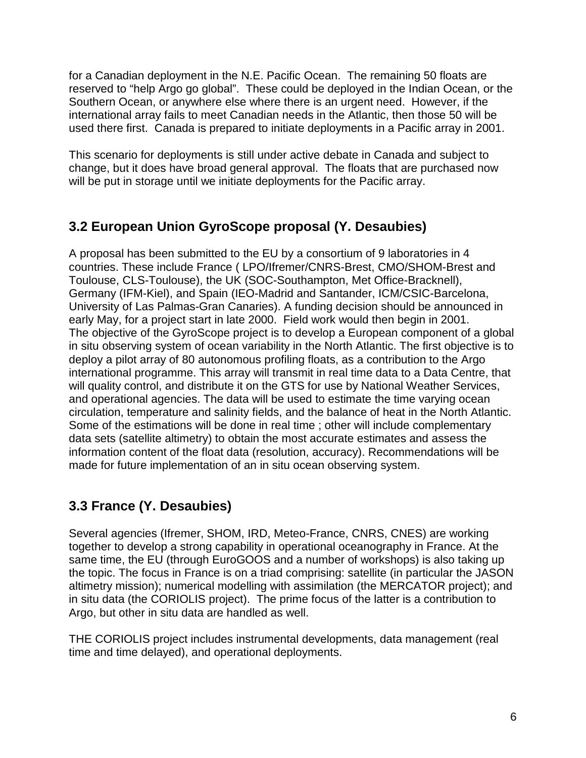for a Canadian deployment in the N.E. Pacific Ocean. The remaining 50 floats are reserved to "help Argo go global". These could be deployed in the Indian Ocean, or the Southern Ocean, or anywhere else where there is an urgent need. However, if the international array fails to meet Canadian needs in the Atlantic, then those 50 will be used there first. Canada is prepared to initiate deployments in a Pacific array in 2001.

This scenario for deployments is still under active debate in Canada and subject to change, but it does have broad general approval. The floats that are purchased now will be put in storage until we initiate deployments for the Pacific array.

## 3.2 European Union GyroScope proposal (Y. Desaubies)

A proposal has been submitted to the EU by a consortium of 9 laboratories in 4 countries. These include France ( LPO/Ifremer/CNRS-Brest, CMO/SHOM-Brest and Toulouse, CLS-Toulouse), the UK (SOC-Southampton, Met Office-Bracknell), Germany (IFM-Kiel), and Spain (IEO-Madrid and Santander, ICM/CSIC-Barcelona, University of Las Palmas-Gran Canaries). A funding decision should be announced in early May, for a project start in late 2000. Field work would then begin in 2001.
The objective of the GyroScope project is to develop a European component of a global in situ observing system of ocean variability in the North Atlantic. The first objective is to deploy a pilot array of 80 autonomous profiling floats, as a contribution to the Argo international programme. This array will transmit in real time data to a Data Centre, that will quality control, and distribute it on the GTS for use by National Weather Services, and operational agencies. The data will be used to estimate the time varying ocean circulation, temperature and salinity fields, and the balance of heat in the North Atlantic. Some of the estimations will be done in real time ; other will include complementary data sets (satellite altimetry) to obtain the most accurate estimates and assess the information content of the float data (resolution, accuracy). Recommendations will be made for future implementation of an in situ ocean observing system.

## 3.3 France (Y. Desaubies)

Several agencies (Ifremer, SHOM, IRD, Meteo-France, CNRS, CNES) are working together to develop a strong capability in operational oceanography in France. At the same time, the EU (through EuroGOOS and a number of workshops) is also taking up the topic. The focus in France is on a triad comprising: satellite (in particular the JASON altimetry mission); numerical modelling with assimilation (the MERCATOR project); and in situ data (the CORIOLIS project). The prime focus of the latter is a contribution to Argo, but other in situ data are handled as well.

THE CORIOLIS project includes instrumental developments, data management (real time and time delayed), and operational deployments.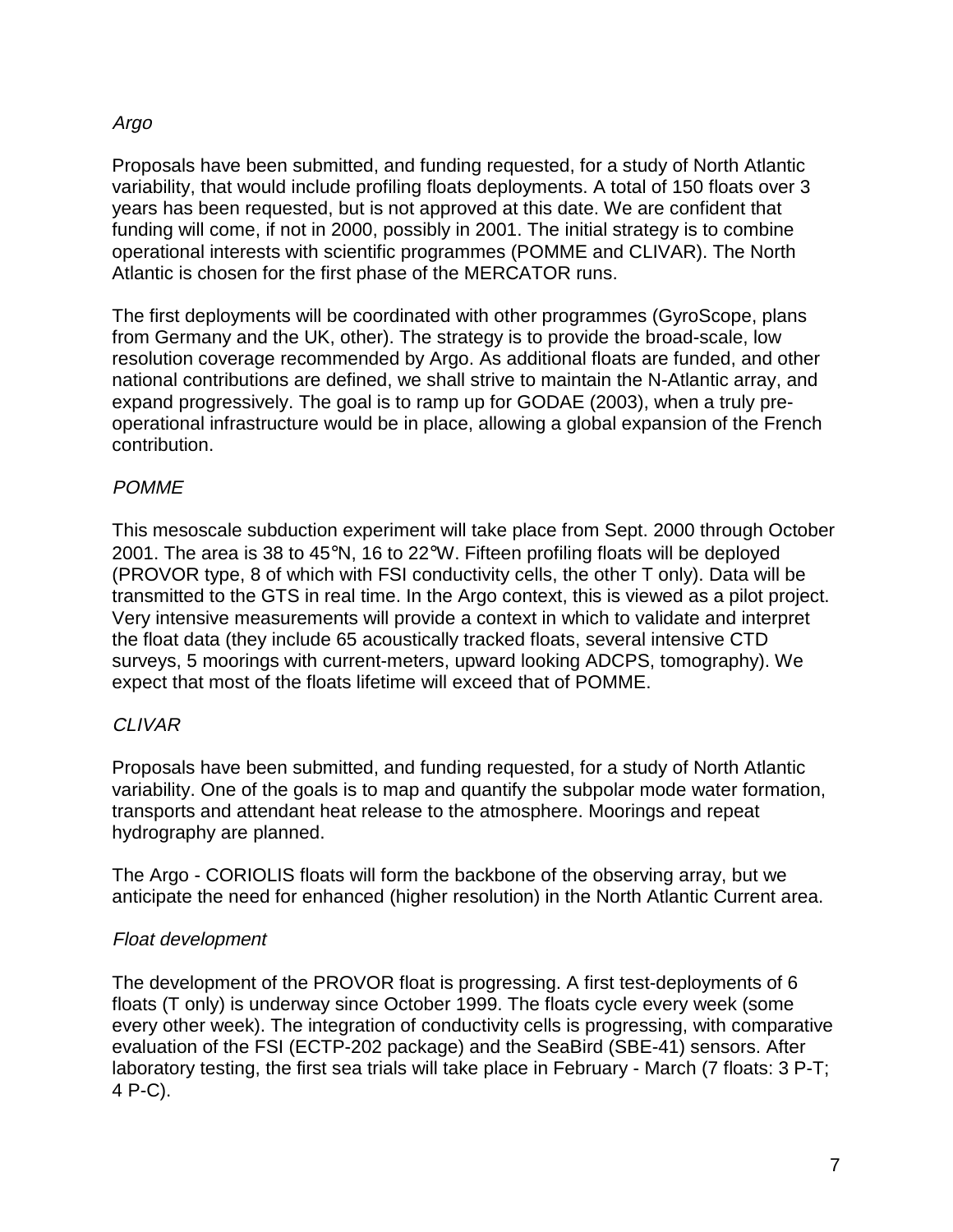### *Argo*

Proposals have been submitted, and funding requested, for a study of North Atlantic variability, that would include profiling floats deployments. A total of 150 floats over 3 years has been requested, but is not approved at this date. We are confident that funding will come, if not in 2000, possibly in 2001. The initial strategy is to combine operational interests with scientific programmes (POMME and CLIVAR). The North Atlantic is chosen for the first phase of the MERCATOR runs.

The first deployments will be coordinated with other programmes (GyroScope, plans from Germany and the UK, other). The strategy is to provide the broad-scale, low resolution coverage recommended by Argo. As additional floats are funded, and other national contributions are defined, we shall strive to maintain the N-Atlantic array, and expand progressively. The goal is to ramp up for GODAE (2003), when a truly pre-operational infrastructure would be in place, allowing a global expansion of the French contribution.

### *POMME*

This mesoscale subduction experiment will take place from Sept. 2000 through October 2001. The area is 38 to 45°N, 16 to 22°W. Fifteen profiling floats will be deployed (PROVOR type, 8 of which with FSI conductivity cells, the other T only). Data will be transmitted to the GTS in real time. In the Argo context, this is viewed as a pilot project. Very intensive measurements will provide a context in which to validate and interpret the float data (they include 65 acoustically tracked floats, several intensive CTD surveys, 5 moorings with current-meters, upward looking ADCPS, tomography). We expect that most of the floats lifetime will exceed that of POMME.

### *CLIVAR*

Proposals have been submitted, and funding requested, for a study of North Atlantic variability. One of the goals is to map and quantify the subpolar mode water formation, transports and attendant heat release to the atmosphere. Moorings and repeat hydrography are planned.

The Argo - CORIOLIS floats will form the backbone of the observing array, but we anticipate the need for enhanced (higher resolution) in the North Atlantic Current area.

### *Float development*

The development of the PROVOR float is progressing. A first test-deployments of 6 floats (T only) is underway since October 1999. The floats cycle every week (some every other week). The integration of conductivity cells is progressing, with comparative evaluation of the FSI (ECTP-202 package) and the SeaBird (SBE-41) sensors. After laboratory testing, the first sea trials will take place in February - March (7 floats: 3 P-T; 4 P-C).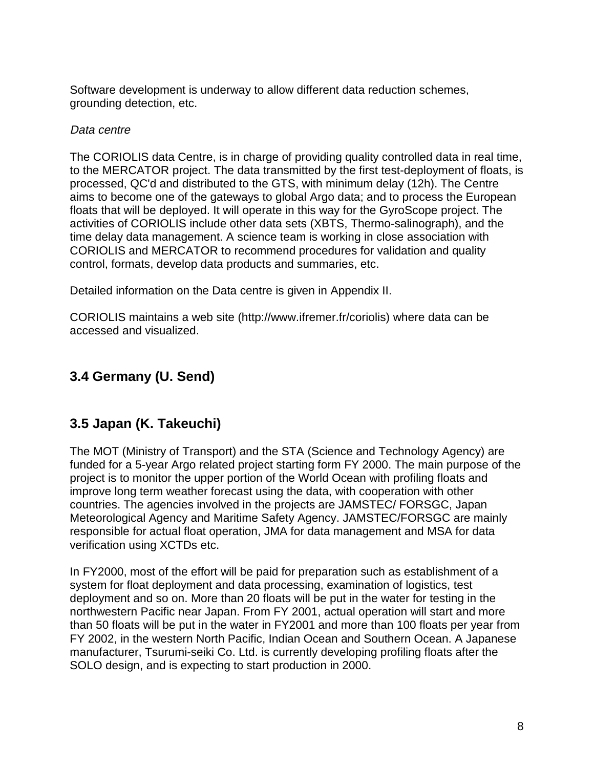Software development is underway to allow different data reduction schemes, grounding detection, etc.

*Data centre*

The CORIOLIS data Centre, is in charge of providing quality controlled data in real time, to the MERCATOR project. The data transmitted by the first test-deployment of floats, is processed, QC'd and distributed to the GTS, with minimum delay (12h). The Centre aims to become one of the gateways to global Argo data; and to process the European floats that will be deployed. It will operate in this way for the GyroScope project. The activities of CORIOLIS include other data sets (XBTS, Thermo-salinograph), and the time delay data management. A science team is working in close association with CORIOLIS and MERCATOR to recommend procedures for validation and quality control, formats, develop data products and summaries, etc.

Detailed information on the Data centre is given in Appendix II.

CORIOLIS maintains a web site (http://www.ifremer.fr/coriolis) where data can be accessed and visualized.

## 3.4 Germany (U. Send)

## 3.5 Japan (K. Takeuchi)

The MOT (Ministry of Transport) and the STA (Science and Technology Agency) are funded for a 5-year Argo related project starting form FY 2000. The main purpose of the project is to monitor the upper portion of the World Ocean with profiling floats and improve long term weather forecast using the data, with cooperation with other countries. The agencies involved in the projects are JAMSTEC/ FORSGC, Japan Meteorological Agency and Maritime Safety Agency. JAMSTEC/FORSGC are mainly responsible for actual float operation, JMA for data management and MSA for data verification using XCTDs etc.

In FY2000, most of the effort will be paid for preparation such as establishment of a system for float deployment and data processing, examination of logistics, test deployment and so on. More than 20 floats will be put in the water for testing in the northwestern Pacific near Japan. From FY 2001, actual operation will start and more than 50 floats will be put in the water in FY2001 and more than 100 floats per year from FY 2002, in the western North Pacific, Indian Ocean and Southern Ocean. A Japanese manufacturer, Tsurumi-seiki Co. Ltd. is currently developing profiling floats after the SOLO design, and is expecting to start production in 2000.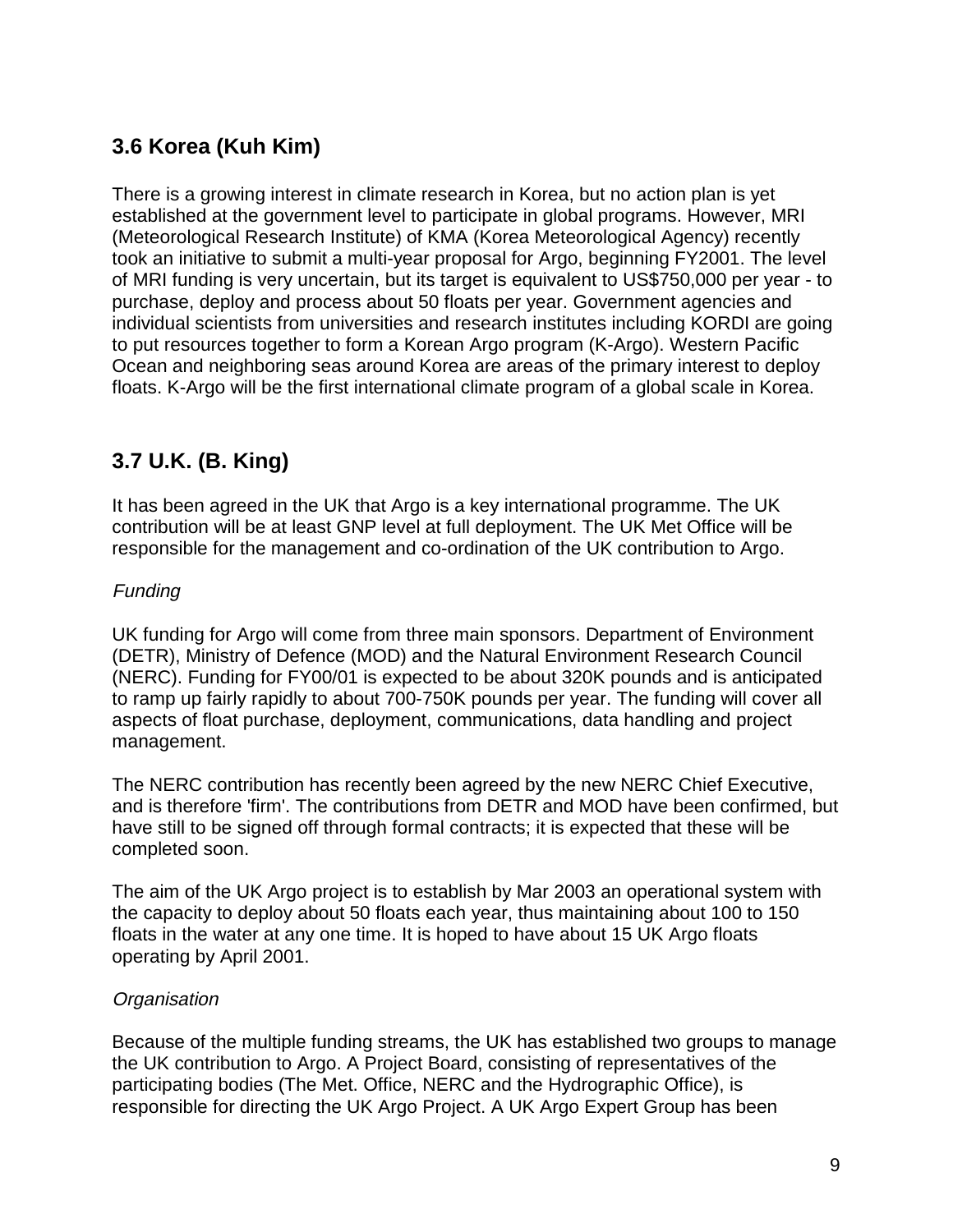## 3.6 Korea (Kuh Kim)

There is a growing interest in climate research in Korea, but no action plan is yet established at the government level to participate in global programs. However, MRI (Meteorological Research Institute) of KMA (Korea Meteorological Agency) recently took an initiative to submit a multi-year proposal for Argo, beginning FY2001. The level of MRI funding is very uncertain, but its target is equivalent to US$750,000 per year - to purchase, deploy and process about 50 floats per year. Government agencies and individual scientists from universities and research institutes including KORDI are going to put resources together to form a Korean Argo program (K-Argo). Western Pacific Ocean and neighboring seas around Korea are areas of the primary interest to deploy floats. K-Argo will be the first international climate program of a global scale in Korea.

## 3.7 U.K. (B. King)

It has been agreed in the UK that Argo is a key international programme. The UK contribution will be at least GNP level at full deployment. The UK Met Office will be responsible for the management and co-ordination of the UK contribution to Argo.

*Funding*

UK funding for Argo will come from three main sponsors. Department of Environment (DETR), Ministry of Defence (MOD) and the Natural Environment Research Council (NERC). Funding for FY00/01 is expected to be about 320K pounds and is anticipated to ramp up fairly rapidly to about 700-750K pounds per year. The funding will cover all aspects of float purchase, deployment, communications, data handling and project management.

The NERC contribution has recently been agreed by the new NERC Chief Executive, and is therefore 'firm'. The contributions from DETR and MOD have been confirmed, but have still to be signed off through formal contracts; it is expected that these will be completed soon.

The aim of the UK Argo project is to establish by Mar 2003 an operational system with the capacity to deploy about 50 floats each year, thus maintaining about 100 to 150 floats in the water at any one time. It is hoped to have about 15 UK Argo floats operating by April 2001.

*Organisation*

Because of the multiple funding streams, the UK has established two groups to manage the UK contribution to Argo. A Project Board, consisting of representatives of the participating bodies (The Met. Office, NERC and the Hydrographic Office), is responsible for directing the UK Argo Project. A UK Argo Expert Group has been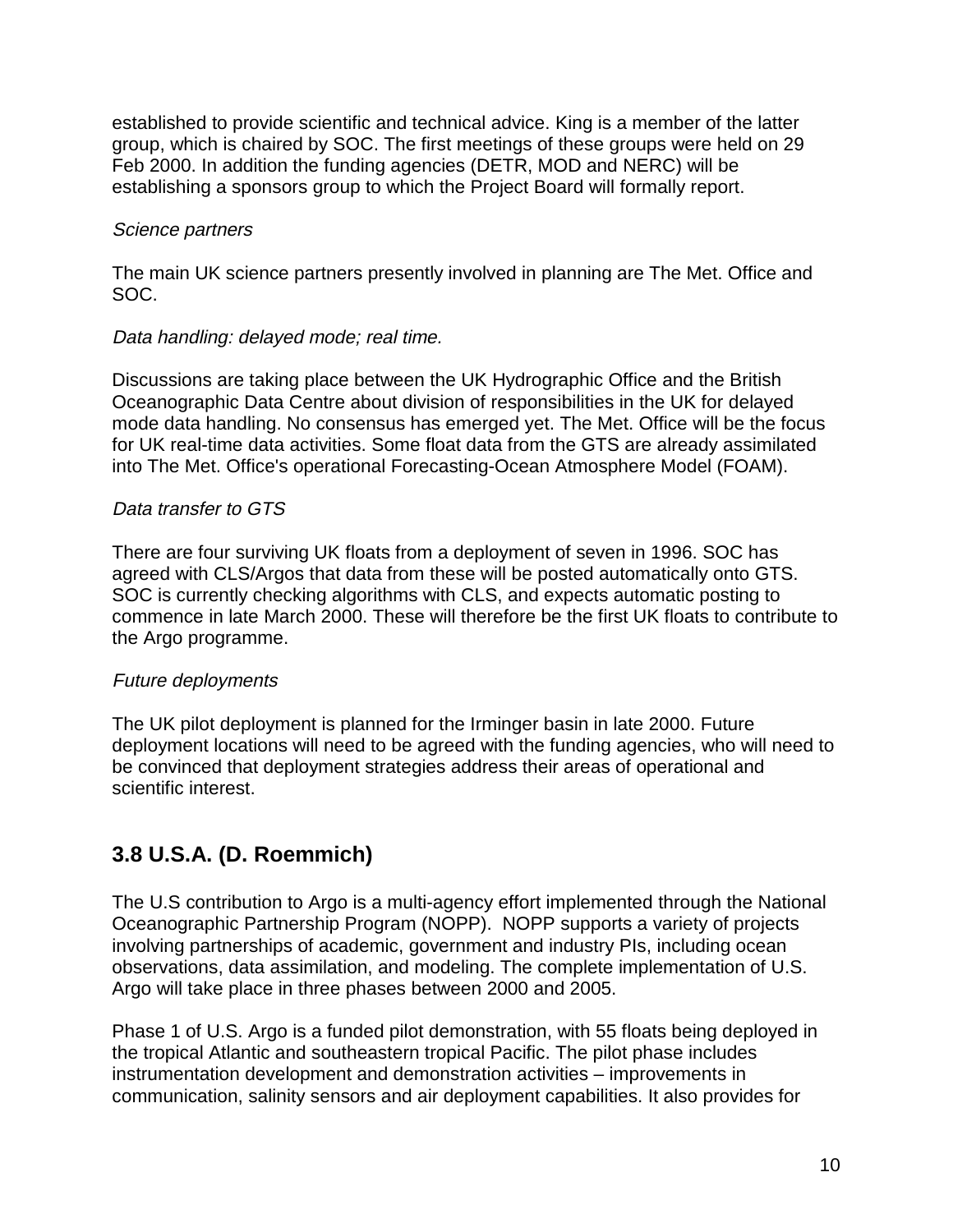established to provide scientific and technical advice. King is a member of the latter group, which is chaired by SOC. The first meetings of these groups were held on 29 Feb 2000. In addition the funding agencies (DETR, MOD and NERC) will be establishing a sponsors group to which the Project Board will formally report.

*Science partners*

The main UK science partners presently involved in planning are The Met. Office and SOC.

*Data handling: delayed mode; real time.*

Discussions are taking place between the UK Hydrographic Office and the British Oceanographic Data Centre about division of responsibilities in the UK for delayed mode data handling. No consensus has emerged yet. The Met. Office will be the focus for UK real-time data activities. Some float data from the GTS are already assimilated into The Met. Office's operational Forecasting-Ocean Atmosphere Model (FOAM).

*Data transfer to GTS*

There are four surviving UK floats from a deployment of seven in 1996. SOC has agreed with CLS/Argos that data from these will be posted automatically onto GTS. SOC is currently checking algorithms with CLS, and expects automatic posting to commence in late March 2000. These will therefore be the first UK floats to contribute to the Argo programme.

*Future deployments*

The UK pilot deployment is planned for the Irminger basin in late 2000. Future deployment locations will need to be agreed with the funding agencies, who will need to be convinced that deployment strategies address their areas of operational and scientific interest.

## 3.8 U.S.A. (D. Roemmich)

The U.S contribution to Argo is a multi-agency effort implemented through the National Oceanographic Partnership Program (NOPP). NOPP supports a variety of projects involving partnerships of academic, government and industry PIs, including ocean observations, data assimilation, and modeling. The complete implementation of U.S. Argo will take place in three phases between 2000 and 2005.

Phase 1 of U.S. Argo is a funded pilot demonstration, with 55 floats being deployed in the tropical Atlantic and southeastern tropical Pacific. The pilot phase includes instrumentation development and demonstration activities – improvements in communication, salinity sensors and air deployment capabilities. It also provides for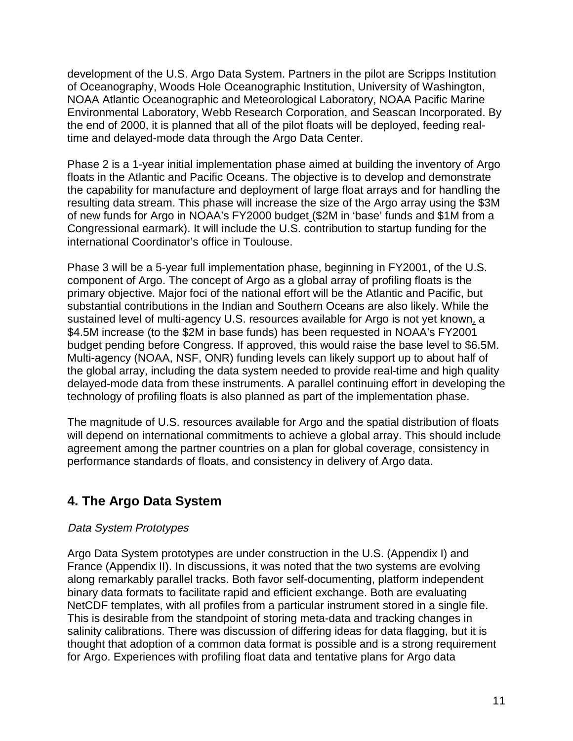development of the U.S. Argo Data System. Partners in the pilot are Scripps Institution of Oceanography, Woods Hole Oceanographic Institution, University of Washington, NOAA Atlantic Oceanographic and Meteorological Laboratory, NOAA Pacific Marine Environmental Laboratory, Webb Research Corporation, and Seascan Incorporated. By the end of 2000, it is planned that all of the pilot floats will be deployed, feeding real-time and delayed-mode data through the Argo Data Center.

Phase 2 is a 1-year initial implementation phase aimed at building the inventory of Argo floats in the Atlantic and Pacific Oceans. The objective is to develop and demonstrate the capability for manufacture and deployment of large float arrays and for handling the resulting data stream. This phase will increase the size of the Argo array using the $3M of new funds for Argo in NOAA's FY2000 budget ($2M in 'base' funds and $1M from a Congressional earmark). It will include the U.S. contribution to startup funding for the international Coordinator's office in Toulouse.

Phase 3 will be a 5-year full implementation phase, beginning in FY2001, of the U.S. component of Argo. The concept of Argo as a global array of profiling floats is the primary objective. Major foci of the national effort will be the Atlantic and Pacific, but substantial contributions in the Indian and Southern Oceans are also likely. While the sustained level of multi-agency U.S. resources available for Argo is not yet known, a $4.5M increase (to the $2M in base funds) has been requested in NOAA's FY2001 budget pending before Congress. If approved, this would raise the base level to $6.5M. Multi-agency (NOAA, NSF, ONR) funding levels can likely support up to about half of the global array, including the data system needed to provide real-time and high quality delayed-mode data from these instruments. A parallel continuing effort in developing the technology of profiling floats is also planned as part of the implementation phase.

The magnitude of U.S. resources available for Argo and the spatial distribution of floats will depend on international commitments to achieve a global array. This should include agreement among the partner countries on a plan for global coverage, consistency in performance standards of floats, and consistency in delivery of Argo data.

## 4. The Argo Data System

*Data System Prototypes*

Argo Data System prototypes are under construction in the U.S. (Appendix I) and France (Appendix II). In discussions, it was noted that the two systems are evolving along remarkably parallel tracks. Both favor self-documenting, platform independent binary data formats to facilitate rapid and efficient exchange. Both are evaluating NetCDF templates, with all profiles from a particular instrument stored in a single file. This is desirable from the standpoint of storing meta-data and tracking changes in salinity calibrations. There was discussion of differing ideas for data flagging, but it is thought that adoption of a common data format is possible and is a strong requirement for Argo. Experiences with profiling float data and tentative plans for Argo data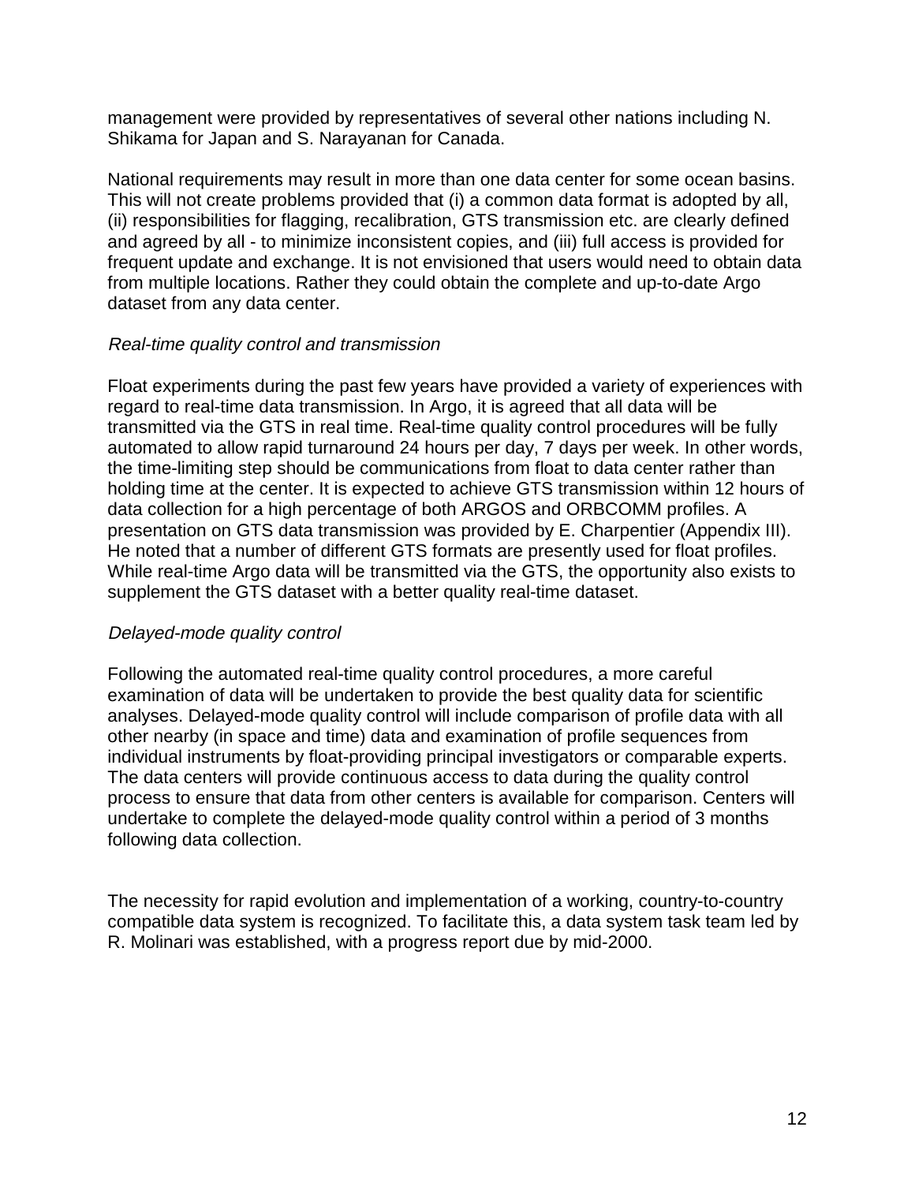management were provided by representatives of several other nations including N. Shikama for Japan and S. Narayanan for Canada.

National requirements may result in more than one data center for some ocean basins. This will not create problems provided that (i) a common data format is adopted by all, (ii) responsibilities for flagging, recalibration, GTS transmission etc. are clearly defined and agreed by all - to minimize inconsistent copies, and (iii) full access is provided for frequent update and exchange. It is not envisioned that users would need to obtain data from multiple locations. Rather they could obtain the complete and up-to-date Argo dataset from any data center.

*Real-time quality control and transmission*

Float experiments during the past few years have provided a variety of experiences with regard to real-time data transmission. In Argo, it is agreed that all data will be transmitted via the GTS in real time. Real-time quality control procedures will be fully automated to allow rapid turnaround 24 hours per day, 7 days per week. In other words, the time-limiting step should be communications from float to data center rather than holding time at the center. It is expected to achieve GTS transmission within 12 hours of data collection for a high percentage of both ARGOS and ORBCOMM profiles. A presentation on GTS data transmission was provided by E. Charpentier (Appendix III). He noted that a number of different GTS formats are presently used for float profiles. While real-time Argo data will be transmitted via the GTS, the opportunity also exists to supplement the GTS dataset with a better quality real-time dataset.

*Delayed-mode quality control*

Following the automated real-time quality control procedures, a more careful examination of data will be undertaken to provide the best quality data for scientific analyses. Delayed-mode quality control will include comparison of profile data with all other nearby (in space and time) data and examination of profile sequences from individual instruments by float-providing principal investigators or comparable experts. The data centers will provide continuous access to data during the quality control process to ensure that data from other centers is available for comparison. Centers will undertake to complete the delayed-mode quality control within a period of 3 months following data collection.

The necessity for rapid evolution and implementation of a working, country-to-country compatible data system is recognized. To facilitate this, a data system task team led by R. Molinari was established, with a progress report due by mid-2000.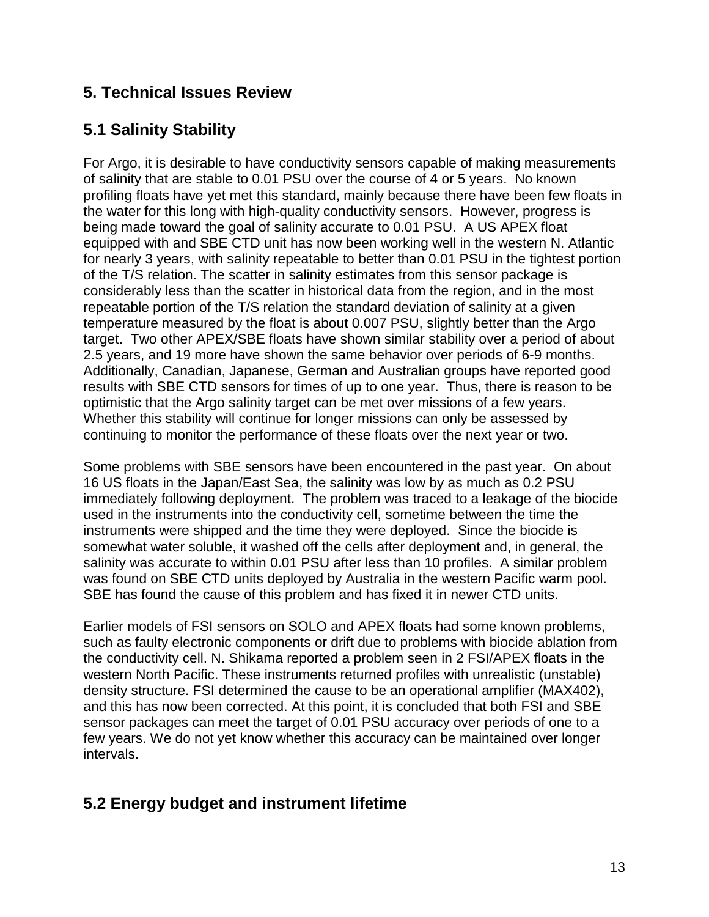## 5. Technical Issues Review

## 5.1 Salinity Stability

For Argo, it is desirable to have conductivity sensors capable of making measurements of salinity that are stable to 0.01 PSU over the course of 4 or 5 years. No known profiling floats have yet met this standard, mainly because there have been few floats in the water for this long with high-quality conductivity sensors. However, progress is being made toward the goal of salinity accurate to 0.01 PSU. A US APEX float equipped with and SBE CTD unit has now been working well in the western N. Atlantic for nearly 3 years, with salinity repeatable to better than 0.01 PSU in the tightest portion of the T/S relation. The scatter in salinity estimates from this sensor package is considerably less than the scatter in historical data from the region, and in the most repeatable portion of the T/S relation the standard deviation of salinity at a given temperature measured by the float is about 0.007 PSU, slightly better than the Argo target. Two other APEX/SBE floats have shown similar stability over a period of about 2.5 years, and 19 more have shown the same behavior over periods of 6-9 months. Additionally, Canadian, Japanese, German and Australian groups have reported good results with SBE CTD sensors for times of up to one year. Thus, there is reason to be optimistic that the Argo salinity target can be met over missions of a few years. Whether this stability will continue for longer missions can only be assessed by continuing to monitor the performance of these floats over the next year or two.

Some problems with SBE sensors have been encountered in the past year. On about 16 US floats in the Japan/East Sea, the salinity was low by as much as 0.2 PSU immediately following deployment. The problem was traced to a leakage of the biocide used in the instruments into the conductivity cell, sometime between the time the instruments were shipped and the time they were deployed. Since the biocide is somewhat water soluble, it washed off the cells after deployment and, in general, the salinity was accurate to within 0.01 PSU after less than 10 profiles. A similar problem was found on SBE CTD units deployed by Australia in the western Pacific warm pool. SBE has found the cause of this problem and has fixed it in newer CTD units.

Earlier models of FSI sensors on SOLO and APEX floats had some known problems, such as faulty electronic components or drift due to problems with biocide ablation from the conductivity cell. N. Shikama reported a problem seen in 2 FSI/APEX floats in the western North Pacific. These instruments returned profiles with unrealistic (unstable) density structure. FSI determined the cause to be an operational amplifier (MAX402), and this has now been corrected. At this point, it is concluded that both FSI and SBE sensor packages can meet the target of 0.01 PSU accuracy over periods of one to a few years. We do not yet know whether this accuracy can be maintained over longer intervals.

## 5.2 Energy budget and instrument lifetime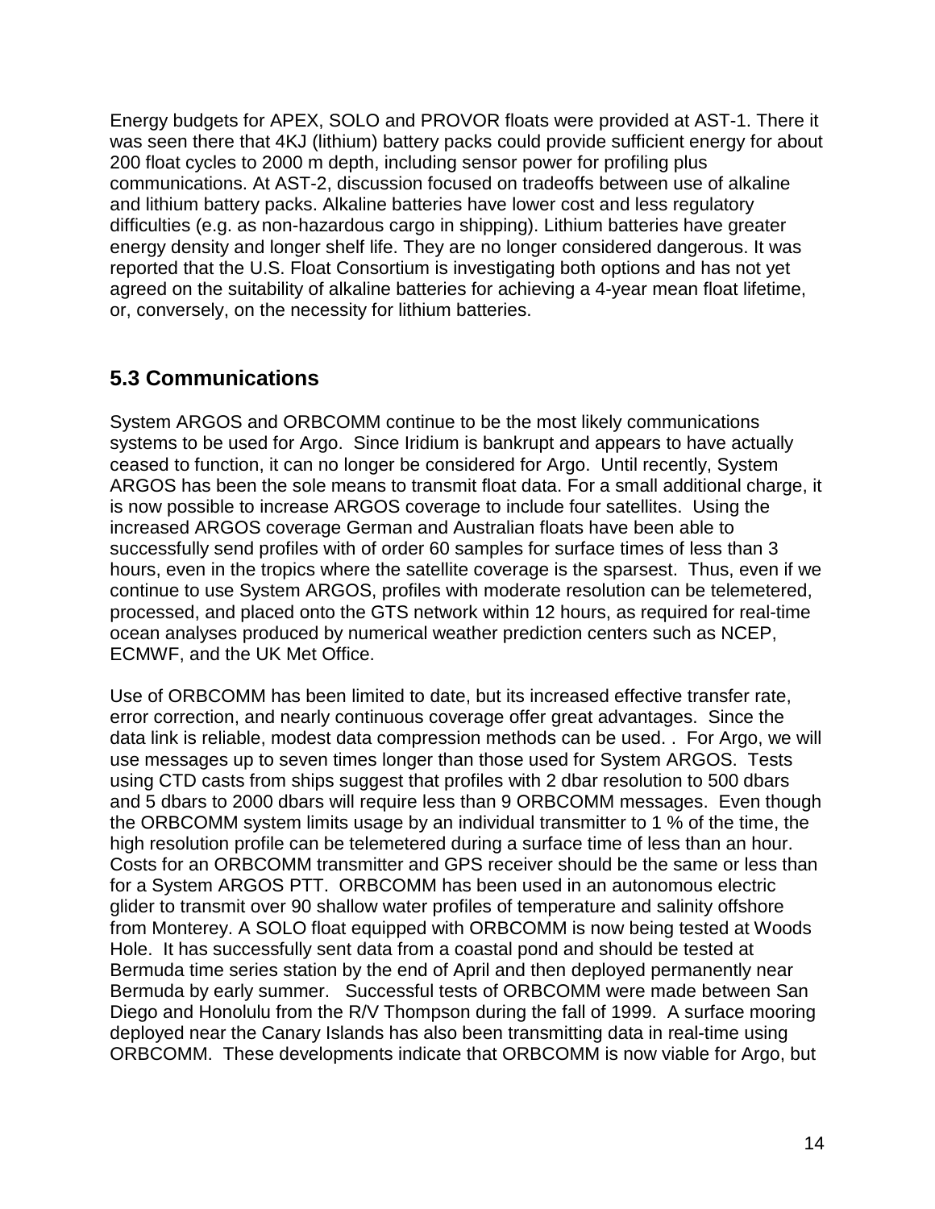Energy budgets for APEX, SOLO and PROVOR floats were provided at AST-1. There it was seen there that 4KJ (lithium) battery packs could provide sufficient energy for about 200 float cycles to 2000 m depth, including sensor power for profiling plus communications. At AST-2, discussion focused on tradeoffs between use of alkaline and lithium battery packs. Alkaline batteries have lower cost and less regulatory difficulties (e.g. as non-hazardous cargo in shipping). Lithium batteries have greater energy density and longer shelf life. They are no longer considered dangerous. It was reported that the U.S. Float Consortium is investigating both options and has not yet agreed on the suitability of alkaline batteries for achieving a 4-year mean float lifetime, or, conversely, on the necessity for lithium batteries.

## 5.3 Communications

System ARGOS and ORBCOMM continue to be the most likely communications systems to be used for Argo. Since Iridium is bankrupt and appears to have actually ceased to function, it can no longer be considered for Argo. Until recently, System ARGOS has been the sole means to transmit float data. For a small additional charge, it is now possible to increase ARGOS coverage to include four satellites. Using the increased ARGOS coverage German and Australian floats have been able to successfully send profiles with of order 60 samples for surface times of less than 3 hours, even in the tropics where the satellite coverage is the sparsest. Thus, even if we continue to use System ARGOS, profiles with moderate resolution can be telemetered, processed, and placed onto the GTS network within 12 hours, as required for real-time ocean analyses produced by numerical weather prediction centers such as NCEP, ECMWF, and the UK Met Office.

Use of ORBCOMM has been limited to date, but its increased effective transfer rate, error correction, and nearly continuous coverage offer great advantages. Since the data link is reliable, modest data compression methods can be used. . For Argo, we will use messages up to seven times longer than those used for System ARGOS. Tests using CTD casts from ships suggest that profiles with 2 dbar resolution to 500 dbars and 5 dbars to 2000 dbars will require less than 9 ORBCOMM messages. Even though the ORBCOMM system limits usage by an individual transmitter to 1 % of the time, the high resolution profile can be telemetered during a surface time of less than an hour. Costs for an ORBCOMM transmitter and GPS receiver should be the same or less than for a System ARGOS PTT. ORBCOMM has been used in an autonomous electric glider to transmit over 90 shallow water profiles of temperature and salinity offshore from Monterey. A SOLO float equipped with ORBCOMM is now being tested at Woods Hole. It has successfully sent data from a coastal pond and should be tested at Bermuda time series station by the end of April and then deployed permanently near Bermuda by early summer. Successful tests of ORBCOMM were made between San Diego and Honolulu from the R/V Thompson during the fall of 1999. A surface mooring deployed near the Canary Islands has also been transmitting data in real-time using ORBCOMM. These developments indicate that ORBCOMM is now viable for Argo, but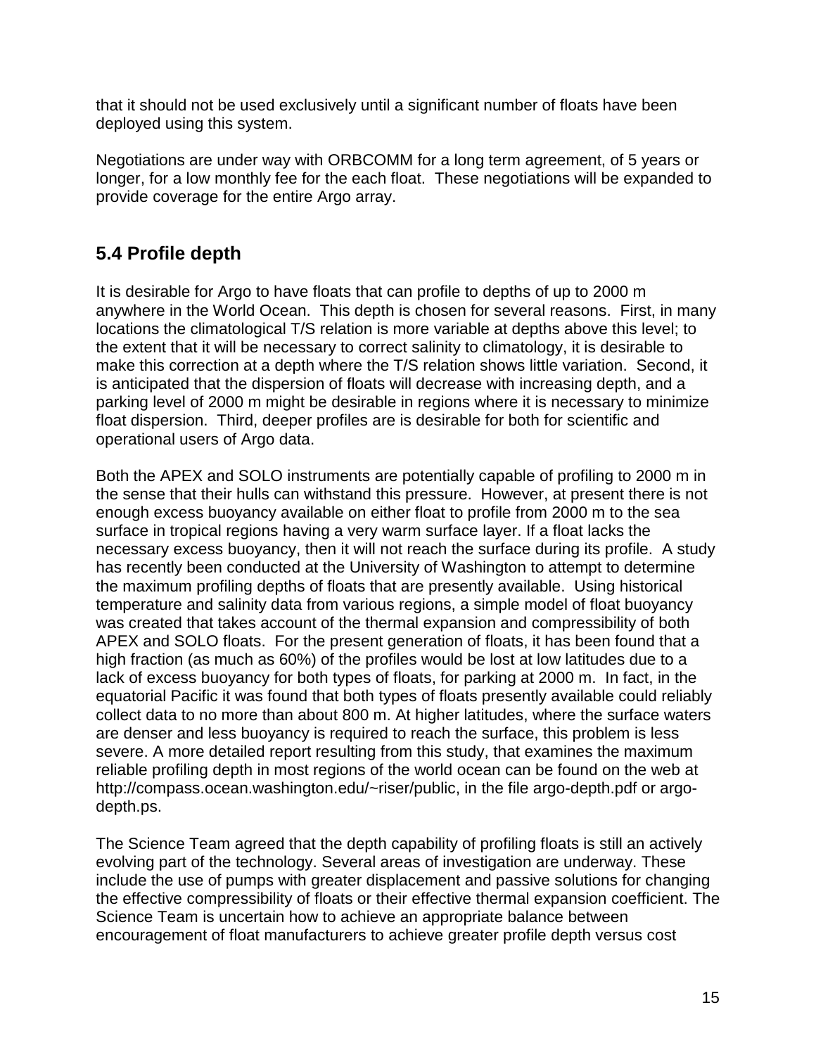that it should not be used exclusively until a significant number of floats have been deployed using this system.

Negotiations are under way with ORBCOMM for a long term agreement, of 5 years or longer, for a low monthly fee for the each float. These negotiations will be expanded to provide coverage for the entire Argo array.

## 5.4 Profile depth

It is desirable for Argo to have floats that can profile to depths of up to 2000 m anywhere in the World Ocean. This depth is chosen for several reasons. First, in many locations the climatological T/S relation is more variable at depths above this level; to the extent that it will be necessary to correct salinity to climatology, it is desirable to make this correction at a depth where the T/S relation shows little variation. Second, it is anticipated that the dispersion of floats will decrease with increasing depth, and a parking level of 2000 m might be desirable in regions where it is necessary to minimize float dispersion. Third, deeper profiles are is desirable for both for scientific and operational users of Argo data.

Both the APEX and SOLO instruments are potentially capable of profiling to 2000 m in the sense that their hulls can withstand this pressure. However, at present there is not enough excess buoyancy available on either float to profile from 2000 m to the sea surface in tropical regions having a very warm surface layer. If a float lacks the necessary excess buoyancy, then it will not reach the surface during its profile. A study has recently been conducted at the University of Washington to attempt to determine the maximum profiling depths of floats that are presently available. Using historical temperature and salinity data from various regions, a simple model of float buoyancy was created that takes account of the thermal expansion and compressibility of both APEX and SOLO floats. For the present generation of floats, it has been found that a high fraction (as much as 60%) of the profiles would be lost at low latitudes due to a lack of excess buoyancy for both types of floats, for parking at 2000 m. In fact, in the equatorial Pacific it was found that both types of floats presently available could reliably collect data to no more than about 800 m. At higher latitudes, where the surface waters are denser and less buoyancy is required to reach the surface, this problem is less severe. A more detailed report resulting from this study, that examines the maximum reliable profiling depth in most regions of the world ocean can be found on the web at http://compass.ocean.washington.edu/~riser/public, in the file argo-depth.pdf or argo-depth.ps.

The Science Team agreed that the depth capability of profiling floats is still an actively evolving part of the technology. Several areas of investigation are underway. These include the use of pumps with greater displacement and passive solutions for changing the effective compressibility of floats or their effective thermal expansion coefficient. The Science Team is uncertain how to achieve an appropriate balance between encouragement of float manufacturers to achieve greater profile depth versus cost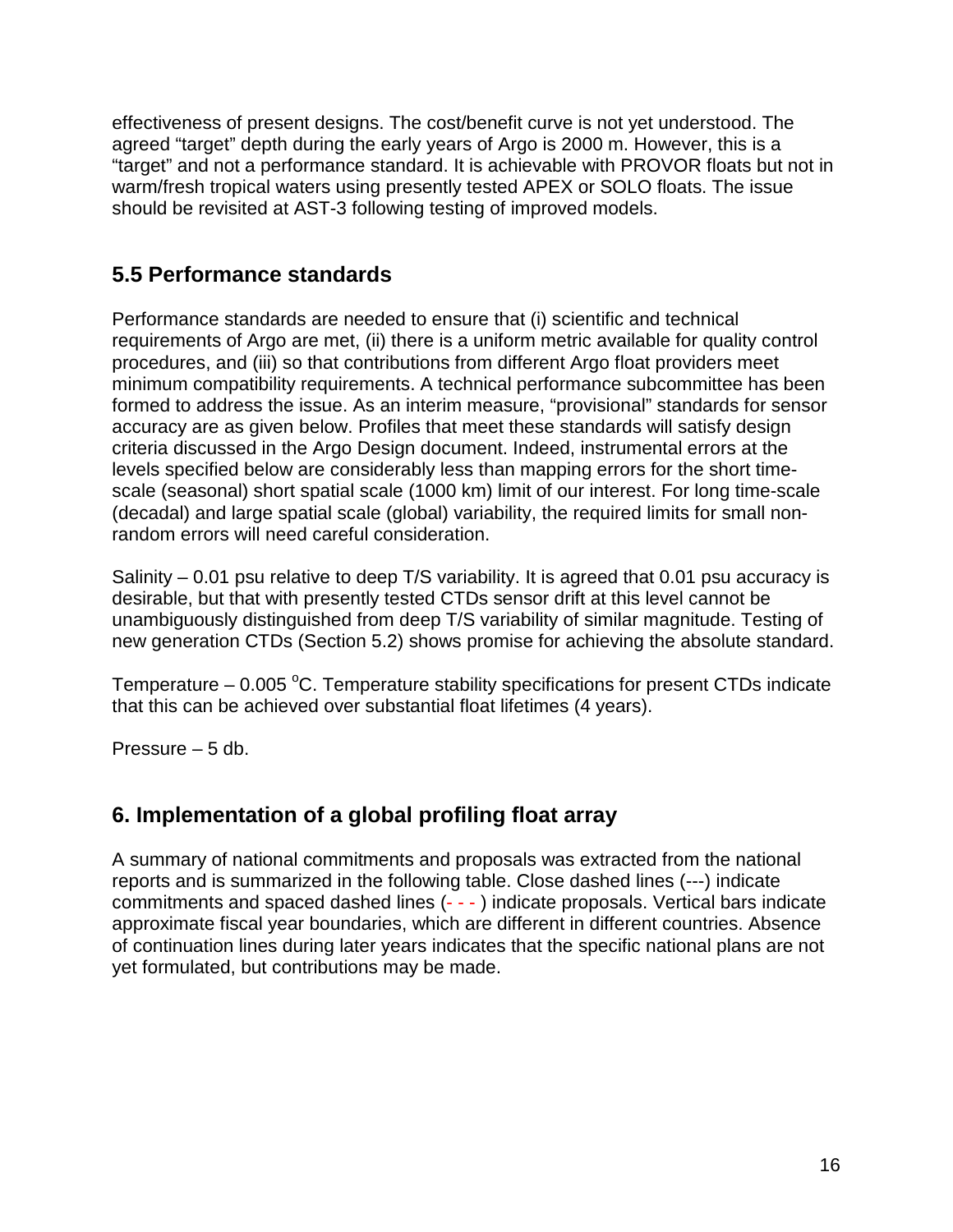effectiveness of present designs. The cost/benefit curve is not yet understood. The agreed "target" depth during the early years of Argo is 2000 m. However, this is a "target" and not a performance standard. It is achievable with PROVOR floats but not in warm/fresh tropical waters using presently tested APEX or SOLO floats. The issue should be revisited at AST-3 following testing of improved models.

## 5.5 Performance standards

Performance standards are needed to ensure that (i) scientific and technical requirements of Argo are met, (ii) there is a uniform metric available for quality control procedures, and (iii) so that contributions from different Argo float providers meet minimum compatibility requirements. A technical performance subcommittee has been formed to address the issue. As an interim measure, "provisional" standards for sensor accuracy are as given below. Profiles that meet these standards will satisfy design criteria discussed in the Argo Design document. Indeed, instrumental errors at the levels specified below are considerably less than mapping errors for the short time-scale (seasonal) short spatial scale (1000 km) limit of our interest. For long time-scale (decadal) and large spatial scale (global) variability, the required limits for small non-random errors will need careful consideration.

Salinity – 0.01 psu relative to deep T/S variability. It is agreed that 0.01 psu accuracy is desirable, but that with presently tested CTDs sensor drift at this level cannot be unambiguously distinguished from deep T/S variability of similar magnitude. Testing of new generation CTDs (Section 5.2) shows promise for achieving the absolute standard.

Temperature – 0.005 $^{o}$C. Temperature stability specifications for present CTDs indicate that this can be achieved over substantial float lifetimes (4 years).

Pressure – 5 db.

# 6. Implementation of a global profiling float array

A summary of national commitments and proposals was extracted from the national reports and is summarized in the following table. Close dashed lines (---) indicate commitments and spaced dashed lines (- - - ) indicate proposals. Vertical bars indicate approximate fiscal year boundaries, which are different in different countries. Absence of continuation lines during later years indicates that the specific national plans are not yet formulated, but contributions may be made.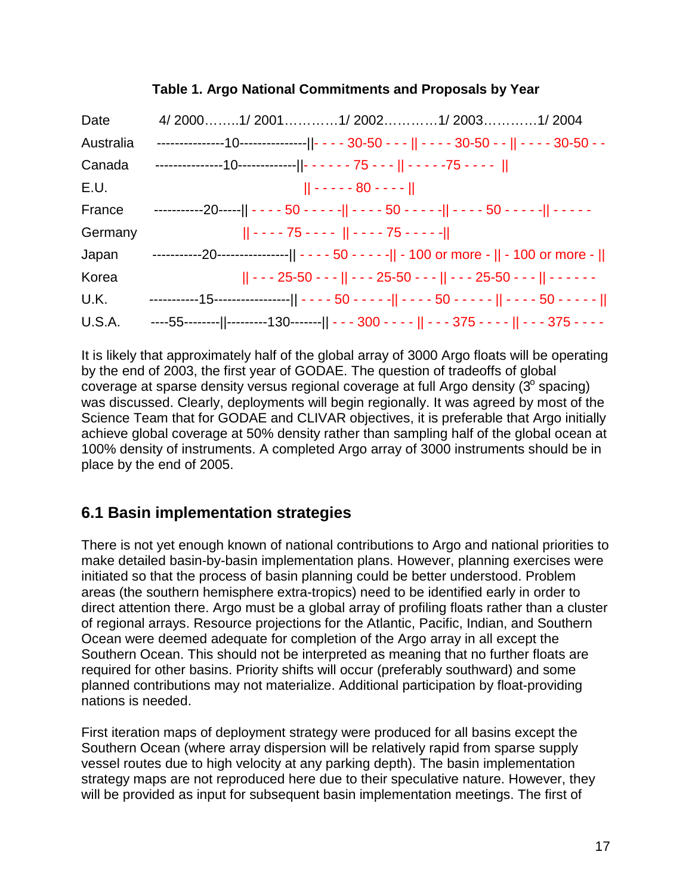**Table 1. Argo National Commitments and Proposals by Year**

```
Date        4/ 2000........1/ 2001............1/ 2002............1/ 2003............1/ 2004
Australia   ---------------10---------------||- - - - 30-50 - - - || - - - - 30-50 - - || - - - - 30-50 - -
Canada      ---------------10-------------||- - - - - - 75 - - - || - - - - -75 - - - -  ||
E.U.                                          || - - - - - 80 - - - - ||
France      -----------20-----|| - - - - 50 - - - - -|| - - - - 50 - - - - -|| - - - - 50 - - - - -|| - - - - -
Germany                     || - - - - 75 - - - -  || - - - - 75 - - - - -||
Japan       -----------20----------------|| - - - - 50 - - - - -|| - 100 or more - || - 100 or more - ||
Korea                       || - - - 25-50 - - - || - - - 25-50 - - - || - - - 25-50 - - - || - - - - - -
U.K.        -----------15-----------------|| - - - - 50 - - - - -|| - - - - 50 - - - - - || - - - - 50 - - - - - ||
U.S.A.      ----55--------||---------130-------|| - - - 300 - - - - || - - - 375 - - - - || - - - 375 - - - -
```

It is likely that approximately half of the global array of 3000 Argo floats will be operating by the end of 2003, the first year of GODAE. The question of tradeoffs of global coverage at sparse density versus regional coverage at full Argo density ($3^o$ spacing) was discussed. Clearly, deployments will begin regionally. It was agreed by most of the Science Team that for GODAE and CLIVAR objectives, it is preferable that Argo initially achieve global coverage at 50% density rather than sampling half of the global ocean at 100% density of instruments. A completed Argo array of 3000 instruments should be in place by the end of 2005.

## 6.1 Basin implementation strategies

There is not yet enough known of national contributions to Argo and national priorities to make detailed basin-by-basin implementation plans. However, planning exercises were initiated so that the process of basin planning could be better understood. Problem areas (the southern hemisphere extra-tropics) need to be identified early in order to direct attention there. Argo must be a global array of profiling floats rather than a cluster of regional arrays. Resource projections for the Atlantic, Pacific, Indian, and Southern Ocean were deemed adequate for completion of the Argo array in all except the Southern Ocean. This should not be interpreted as meaning that no further floats are required for other basins. Priority shifts will occur (preferably southward) and some planned contributions may not materialize. Additional participation by float-providing nations is needed.

First iteration maps of deployment strategy were produced for all basins except the Southern Ocean (where array dispersion will be relatively rapid from sparse supply vessel routes due to high velocity at any parking depth). The basin implementation strategy maps are not reproduced here due to their speculative nature. However, they will be provided as input for subsequent basin implementation meetings. The first of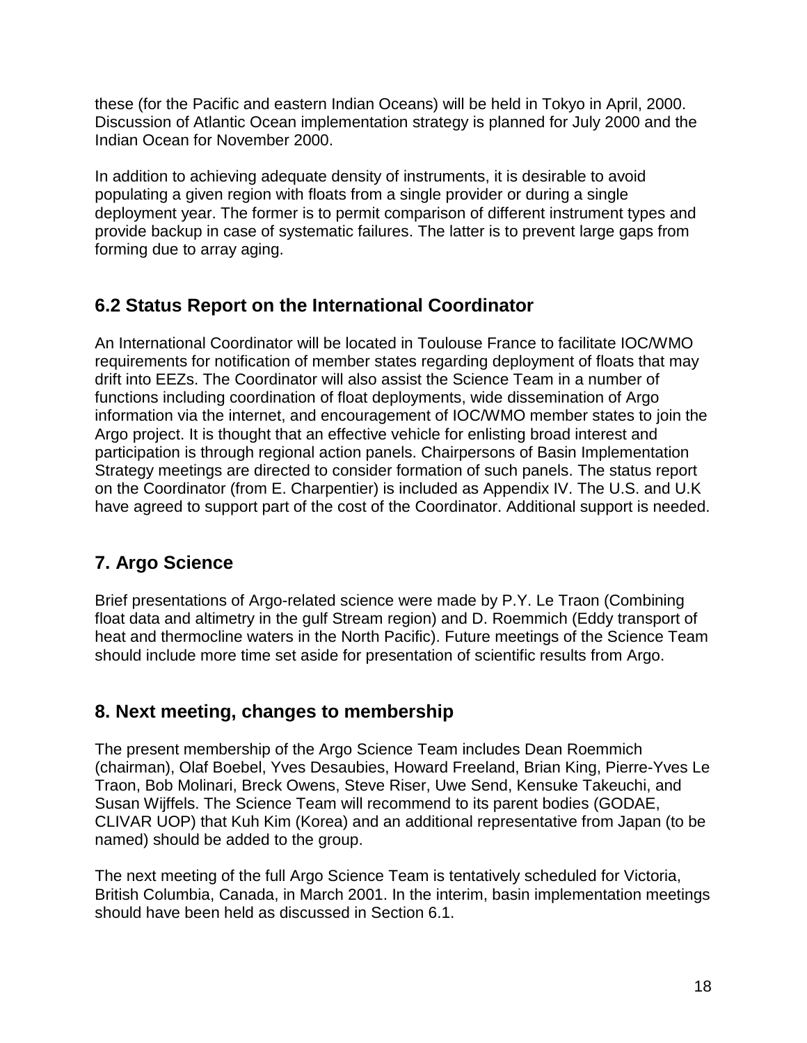these (for the Pacific and eastern Indian Oceans) will be held in Tokyo in April, 2000. Discussion of Atlantic Ocean implementation strategy is planned for July 2000 and the Indian Ocean for November 2000.

In addition to achieving adequate density of instruments, it is desirable to avoid populating a given region with floats from a single provider or during a single deployment year. The former is to permit comparison of different instrument types and provide backup in case of systematic failures. The latter is to prevent large gaps from forming due to array aging.

## 6.2 Status Report on the International Coordinator

An International Coordinator will be located in Toulouse France to facilitate IOC/WMO requirements for notification of member states regarding deployment of floats that may drift into EEZs. The Coordinator will also assist the Science Team in a number of functions including coordination of float deployments, wide dissemination of Argo information via the internet, and encouragement of IOC/WMO member states to join the Argo project. It is thought that an effective vehicle for enlisting broad interest and participation is through regional action panels. Chairpersons of Basin Implementation Strategy meetings are directed to consider formation of such panels. The status report on the Coordinator (from E. Charpentier) is included as Appendix IV. The U.S. and U.K have agreed to support part of the cost of the Coordinator. Additional support is needed.

## 7. Argo Science

Brief presentations of Argo-related science were made by P.Y. Le Traon (Combining float data and altimetry in the gulf Stream region) and D. Roemmich (Eddy transport of heat and thermocline waters in the North Pacific). Future meetings of the Science Team should include more time set aside for presentation of scientific results from Argo.

## 8. Next meeting, changes to membership

The present membership of the Argo Science Team includes Dean Roemmich (chairman), Olaf Boebel, Yves Desaubies, Howard Freeland, Brian King, Pierre-Yves Le Traon, Bob Molinari, Breck Owens, Steve Riser, Uwe Send, Kensuke Takeuchi, and Susan Wijffels. The Science Team will recommend to its parent bodies (GODAE, CLIVAR UOP) that Kuh Kim (Korea) and an additional representative from Japan (to be named) should be added to the group.

The next meeting of the full Argo Science Team is tentatively scheduled for Victoria, British Columbia, Canada, in March 2001. In the interim, basin implementation meetings should have been held as discussed in Section 6.1.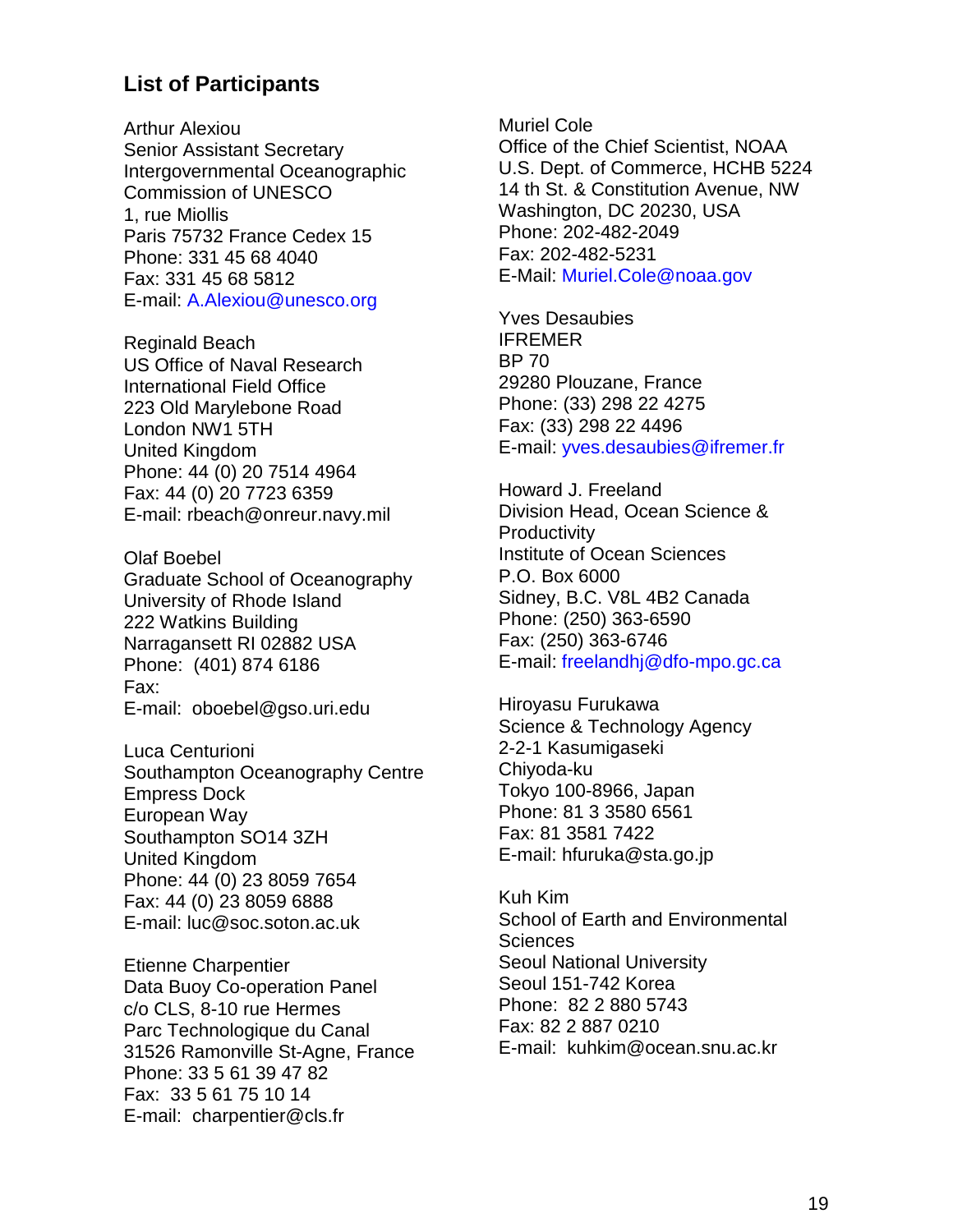## List of Participants

Arthur Alexiou
Senior Assistant Secretary
Intergovernmental Oceanographic Commission of UNESCO
1, rue Miollis
Paris 75732 France Cedex 15
Phone: 331 45 68 4040
Fax: 331 45 68 5812
E-mail: A.Alexiou@unesco.org

Reginald Beach
US Office of Naval Research
International Field Office
223 Old Marylebone Road
London NW1 5TH
United Kingdom
Phone: 44 (0) 20 7514 4964
Fax: 44 (0) 20 7723 6359
E-mail: rbeach@onreur.navy.mil

Olaf Boebel
Graduate School of Oceanography
University of Rhode Island
222 Watkins Building
Narragansett RI 02882 USA
Phone: (401) 874 6186
Fax:
E-mail: oboebel@gso.uri.edu

Luca Centurioni
Southampton Oceanography Centre
Empress Dock
European Way
Southampton SO14 3ZH
United Kingdom
Phone: 44 (0) 23 8059 7654
Fax: 44 (0) 23 8059 6888
E-mail: luc@soc.soton.ac.uk

Etienne Charpentier
Data Buoy Co-operation Panel
c/o CLS, 8-10 rue Hermes
Parc Technologique du Canal
31526 Ramonville St-Agne, France
Phone: 33 5 61 39 47 82
Fax: 33 5 61 75 10 14
E-mail: charpentier@cls.fr

Muriel Cole
Office of the Chief Scientist, NOAA
U.S. Dept. of Commerce, HCHB 5224
14 th St. & Constitution Avenue, NW
Washington, DC 20230, USA
Phone: 202-482-2049
Fax: 202-482-5231
E-Mail: Muriel.Cole@noaa.gov

Yves Desaubies
IFREMER
BP 70
29280 Plouzane, France
Phone: (33) 298 22 4275
Fax: (33) 298 22 4496
E-mail: yves.desaubies@ifremer.fr

Howard J. Freeland
Division Head, Ocean Science & Productivity
Institute of Ocean Sciences
P.O. Box 6000
Sidney, B.C. V8L 4B2 Canada
Phone: (250) 363-6590
Fax: (250) 363-6746
E-mail: freelandhj@dfo-mpo.gc.ca

Hiroyasu Furukawa
Science & Technology Agency
2-2-1 Kasumigaseki
Chiyoda-ku
Tokyo 100-8966, Japan
Phone: 81 3 3580 6561
Fax: 81 3581 7422
E-mail: hfuruka@sta.go.jp

Kuh Kim
School of Earth and Environmental Sciences
Seoul National University
Seoul 151-742 Korea
Phone: 82 2 880 5743
Fax: 82 2 887 0210
E-mail: kuhkim@ocean.snu.ac.kr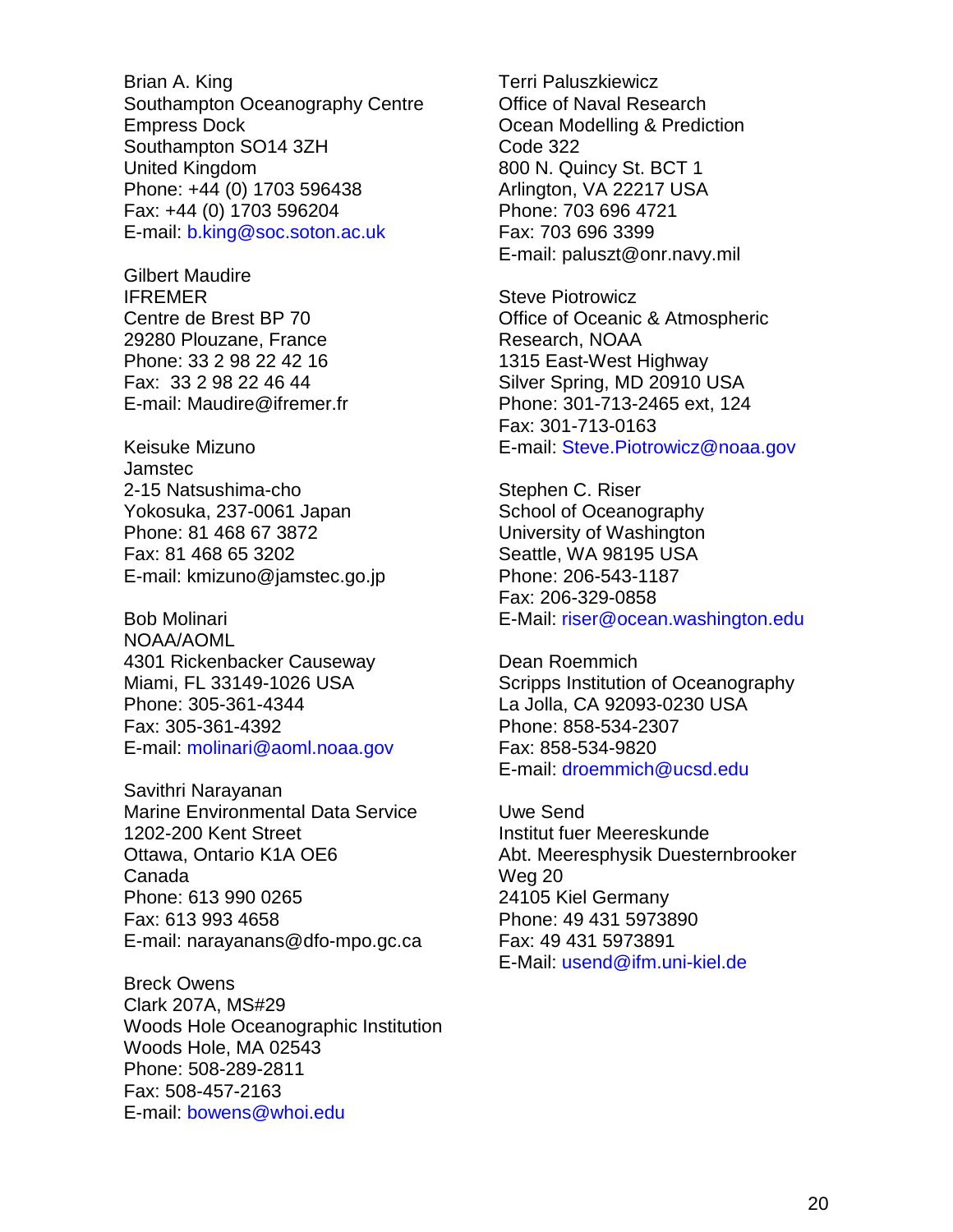Brian A. King
Southampton Oceanography Centre
Empress Dock
Southampton SO14 3ZH
United Kingdom
Phone: +44 (0) 1703 596438
Fax: +44 (0) 1703 596204
E-mail: b.king@soc.soton.ac.uk

Gilbert Maudire
IFREMER
Centre de Brest BP 70
29280 Plouzane, France
Phone: 33 2 98 22 42 16
Fax: 33 2 98 22 46 44
E-mail: Maudire@ifremer.fr

Keisuke Mizuno
Jamstec
2-15 Natsushima-cho
Yokosuka, 237-0061 Japan
Phone: 81 468 67 3872
Fax: 81 468 65 3202
E-mail: kmizuno@jamstec.go.jp

Bob Molinari
NOAA/AOML
4301 Rickenbacker Causeway
Miami, FL 33149-1026 USA
Phone: 305-361-4344
Fax: 305-361-4392
E-mail: molinari@aoml.noaa.gov

Savithri Narayanan
Marine Environmental Data Service
1202-200 Kent Street
Ottawa, Ontario K1A OE6
Canada
Phone: 613 990 0265
Fax: 613 993 4658
E-mail: narayanans@dfo-mpo.gc.ca

Breck Owens
Clark 207A, MS#29
Woods Hole Oceanographic Institution
Woods Hole, MA 02543
Phone: 508-289-2811
Fax: 508-457-2163
E-mail: bowens@whoi.edu

Terri Paluszkiewicz
Office of Naval Research
Ocean Modelling & Prediction
Code 322
800 N. Quincy St. BCT 1
Arlington, VA 22217 USA
Phone: 703 696 4721
Fax: 703 696 3399
E-mail: paluszt@onr.navy.mil

Steve Piotrowicz
Office of Oceanic & Atmospheric
Research, NOAA
1315 East-West Highway
Silver Spring, MD 20910 USA
Phone: 301-713-2465 ext, 124
Fax: 301-713-0163
E-mail: Steve.Piotrowicz@noaa.gov

Stephen C. Riser
School of Oceanography
University of Washington
Seattle, WA 98195 USA
Phone: 206-543-1187
Fax: 206-329-0858
E-Mail: riser@ocean.washington.edu

Dean Roemmich
Scripps Institution of Oceanography
La Jolla, CA 92093-0230 USA
Phone: 858-534-2307
Fax: 858-534-9820
E-mail: droemmich@ucsd.edu

Uwe Send
Institut fuer Meereskunde
Abt. Meeresphysik Duesternbrooker
Weg 20
24105 Kiel Germany
Phone: 49 431 5973890
Fax: 49 431 5973891
E-Mail: usend@ifm.uni-kiel.de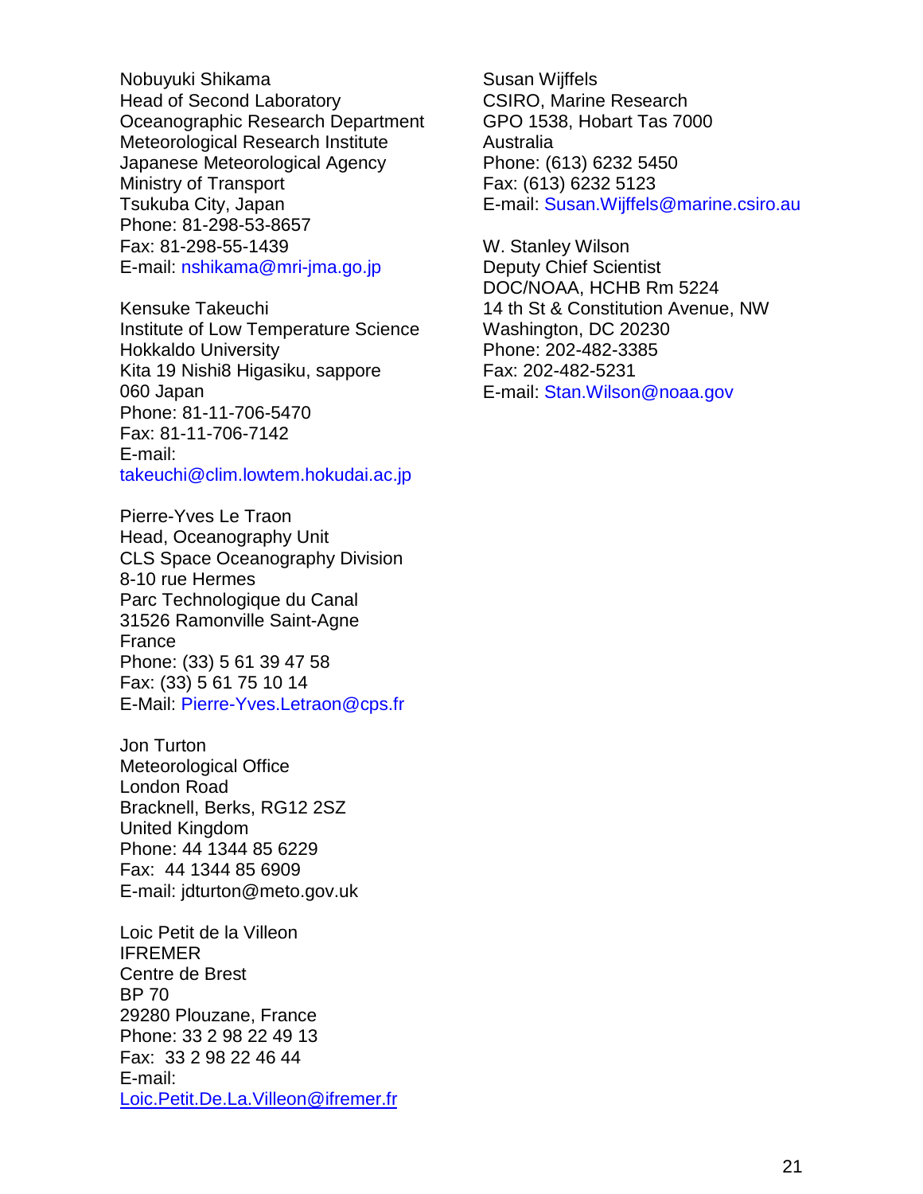Nobuyuki Shikama
Head of Second Laboratory
Oceanographic Research Department
Meteorological Research Institute
Japanese Meteorological Agency
Ministry of Transport
Tsukuba City, Japan
Phone: 81-298-53-8657
Fax: 81-298-55-1439
E-mail: nshikama@mri-jma.go.jp

Kensuke Takeuchi
Institute of Low Temperature Science
Hokkaldo University
Kita 19 Nishi8 Higasiku, sappore
060 Japan
Phone: 81-11-706-5470
Fax: 81-11-706-7142
E-mail:
takeuchi@clim.lowtem.hokudai.ac.jp

Pierre-Yves Le Traon
Head, Oceanography Unit
CLS Space Oceanography Division
8-10 rue Hermes
Parc Technologique du Canal
31526 Ramonville Saint-Agne
France
Phone: (33) 5 61 39 47 58
Fax: (33) 5 61 75 10 14
E-Mail: Pierre-Yves.Letraon@cps.fr

Jon Turton
Meteorological Office
London Road
Bracknell, Berks, RG12 2SZ
United Kingdom
Phone: 44 1344 85 6229
Fax: 44 1344 85 6909
E-mail: jdturton@meto.gov.uk

Loic Petit de la Villeon
IFREMER
Centre de Brest
BP 70
29280 Plouzane, France
Phone: 33 2 98 22 49 13
Fax: 33 2 98 22 46 44
E-mail:
Loic.Petit.De.La.Villeon@ifremer.fr

Susan Wijffels
CSIRO, Marine Research
GPO 1538, Hobart Tas 7000
Australia
Phone: (613) 6232 5450
Fax: (613) 6232 5123
E-mail: Susan.Wijffels@marine.csiro.au

W. Stanley Wilson
Deputy Chief Scientist
DOC/NOAA, HCHB Rm 5224
14 th St & Constitution Avenue, NW
Washington, DC 20230
Phone: 202-482-3385
Fax: 202-482-5231
E-mail: Stan.Wilson@noaa.gov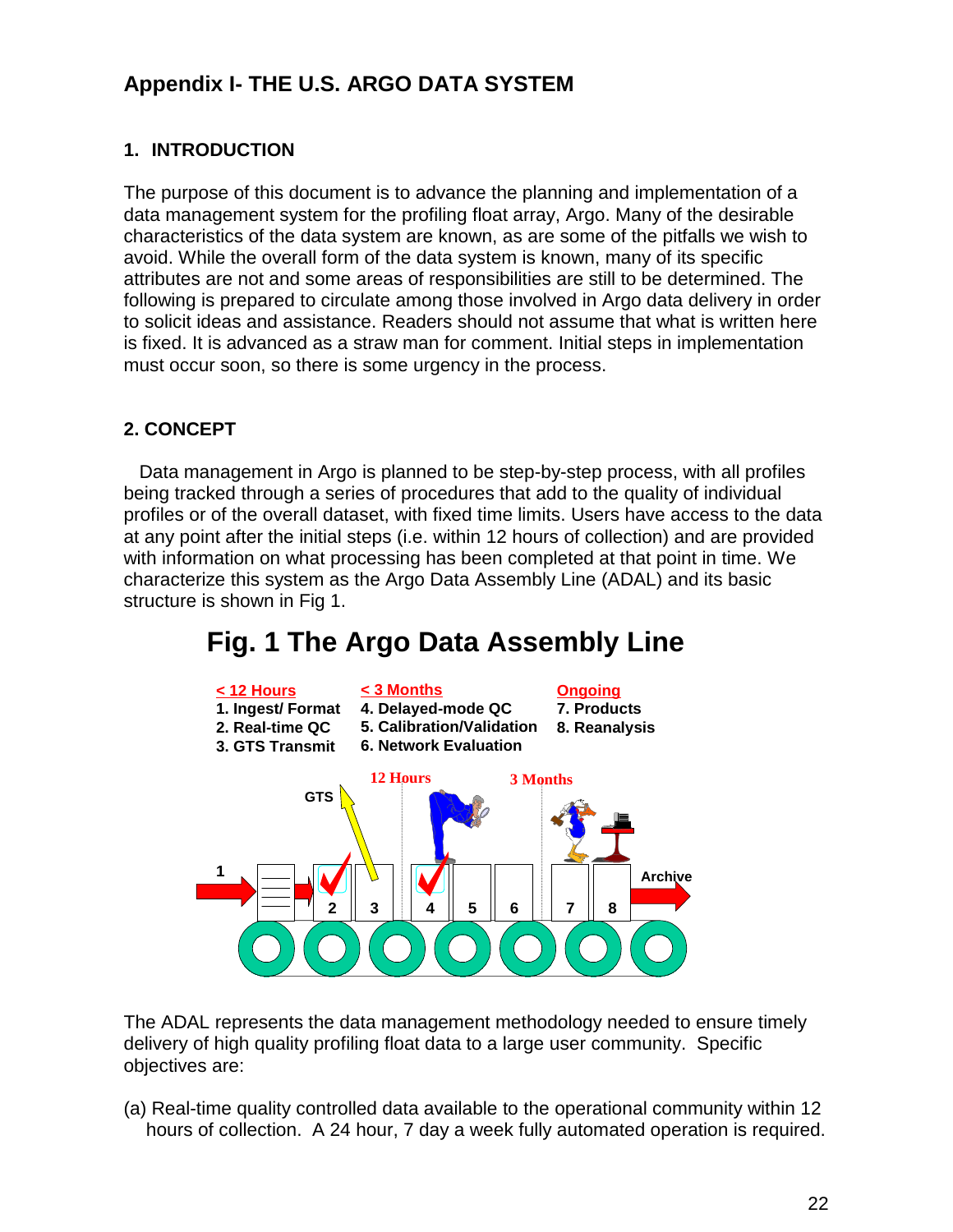# Appendix I- THE U.S. ARGO DATA SYSTEM

## 1. INTRODUCTION

The purpose of this document is to advance the planning and implementation of a data management system for the profiling float array, Argo. Many of the desirable characteristics of the data system are known, as are some of the pitfalls we wish to avoid. While the overall form of the data system is known, many of its specific attributes are not and some areas of responsibilities are still to be determined. The following is prepared to circulate among those involved in Argo data delivery in order to solicit ideas and assistance. Readers should not assume that what is written here is fixed. It is advanced as a straw man for comment. Initial steps in implementation must occur soon, so there is some urgency in the process.

## 2. CONCEPT

Data management in Argo is planned to be step-by-step process, with all profiles being tracked through a series of procedures that add to the quality of individual profiles or of the overall dataset, with fixed time limits. Users have access to the data at any point after the initial steps (i.e. within 12 hours of collection) and are provided with information on what processing has been completed at that point in time. We characterize this system as the Argo Data Assembly Line (ADAL) and its basic structure is shown in Fig 1.

**Fig. 1 The Argo Data Assembly Line**

| < 12 Hours | < 3 Months | Ongoing |
|---|---|---|
| 1. Ingest/ Format | 4. Delayed-mode QC | 7. Products |
| 2. Real-time QC | 5. Calibration/Validation | 8. Reanalysis |
| 3. GTS Transmit | 6. Network Evaluation | |

The ADAL represents the data management methodology needed to ensure timely delivery of high quality profiling float data to a large user community. Specific objectives are:

(a) Real-time quality controlled data available to the operational community within 12 hours of collection. A 24 hour, 7 day a week fully automated operation is required.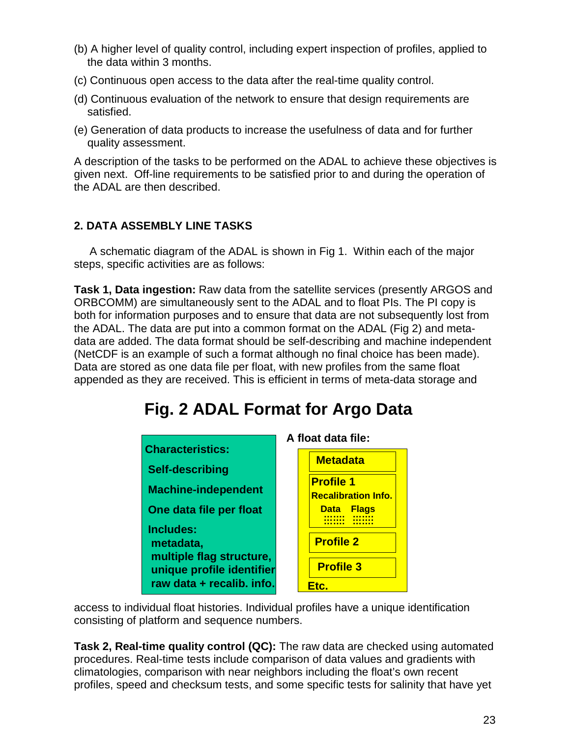(b) A higher level of quality control, including expert inspection of profiles, applied to the data within 3 months.

(c) Continuous open access to the data after the real-time quality control.

(d) Continuous evaluation of the network to ensure that design requirements are satisfied.

(e) Generation of data products to increase the usefulness of data and for further quality assessment.

A description of the tasks to be performed on the ADAL to achieve these objectives is given next. Off-line requirements to be satisfied prior to and during the operation of the ADAL are then described.

## 2. DATA ASSEMBLY LINE TASKS

A schematic diagram of the ADAL is shown in Fig 1. Within each of the major steps, specific activities are as follows:

**Task 1, Data ingestion:** Raw data from the satellite services (presently ARGOS and ORBCOMM) are simultaneously sent to the ADAL and to float PIs. The PI copy is both for information purposes and to ensure that data are not subsequently lost from the ADAL. The data are put into a common format on the ADAL (Fig 2) and meta-data are added. The data format should be self-describing and machine independent (NetCDF is an example of such a format although no final choice has been made). Data are stored as one data file per float, with new profiles from the same float appended as they are received. This is efficient in terms of meta-data storage and

**Fig. 2 ADAL Format for Argo Data**

**Characteristics:**

**Self-describing**

**Machine-independent**

**One data file per float**

**Includes:**
**metadata,**
**multiple flag structure,**
**unique profile identifier**
**raw data + recalib. info.**

**A float data file:**

**Metadata**

**Profile 1**
**Recalibration Info.**
**Data Flags**

**Profile 2**

**Profile 3**

**Etc.**

access to individual float histories. Individual profiles have a unique identification consisting of platform and sequence numbers.

**Task 2, Real-time quality control (QC):** The raw data are checked using automated procedures. Real-time tests include comparison of data values and gradients with climatologies, comparison with near neighbors including the float's own recent profiles, speed and checksum tests, and some specific tests for salinity that have yet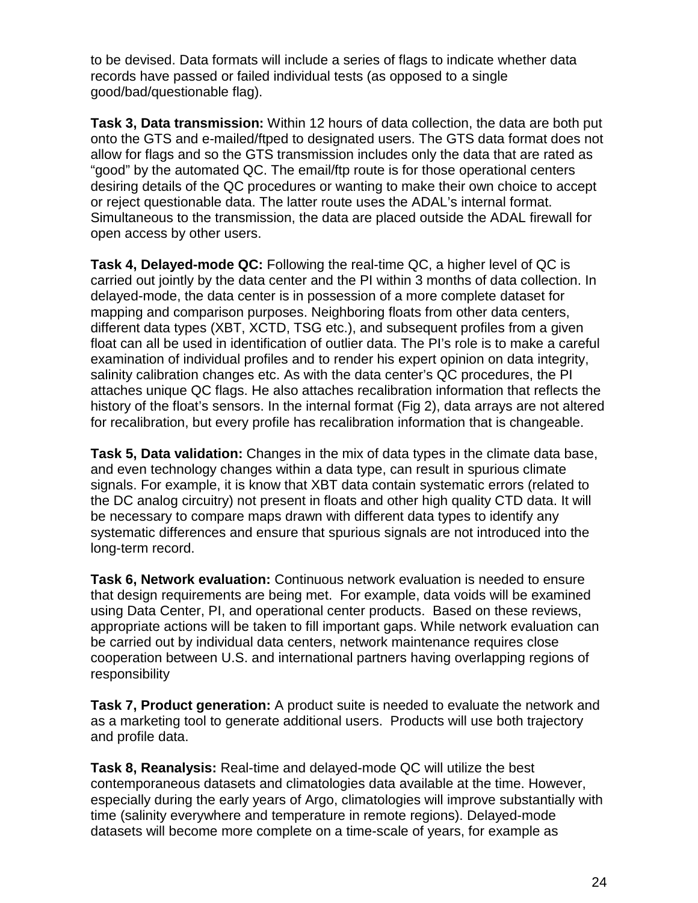to be devised. Data formats will include a series of flags to indicate whether data records have passed or failed individual tests (as opposed to a single good/bad/questionable flag).

**Task 3, Data transmission:** Within 12 hours of data collection, the data are both put onto the GTS and e-mailed/ftped to designated users. The GTS data format does not allow for flags and so the GTS transmission includes only the data that are rated as "good" by the automated QC. The email/ftp route is for those operational centers desiring details of the QC procedures or wanting to make their own choice to accept or reject questionable data. The latter route uses the ADAL's internal format. Simultaneous to the transmission, the data are placed outside the ADAL firewall for open access by other users.

**Task 4, Delayed-mode QC:** Following the real-time QC, a higher level of QC is carried out jointly by the data center and the PI within 3 months of data collection. In delayed-mode, the data center is in possession of a more complete dataset for mapping and comparison purposes. Neighboring floats from other data centers, different data types (XBT, XCTD, TSG etc.), and subsequent profiles from a given float can all be used in identification of outlier data. The PI's role is to make a careful examination of individual profiles and to render his expert opinion on data integrity, salinity calibration changes etc. As with the data center's QC procedures, the PI attaches unique QC flags. He also attaches recalibration information that reflects the history of the float's sensors. In the internal format (Fig 2), data arrays are not altered for recalibration, but every profile has recalibration information that is changeable.

**Task 5, Data validation:** Changes in the mix of data types in the climate data base, and even technology changes within a data type, can result in spurious climate signals. For example, it is know that XBT data contain systematic errors (related to the DC analog circuitry) not present in floats and other high quality CTD data. It will be necessary to compare maps drawn with different data types to identify any systematic differences and ensure that spurious signals are not introduced into the long-term record.

**Task 6, Network evaluation:** Continuous network evaluation is needed to ensure that design requirements are being met. For example, data voids will be examined using Data Center, PI, and operational center products. Based on these reviews, appropriate actions will be taken to fill important gaps. While network evaluation can be carried out by individual data centers, network maintenance requires close cooperation between U.S. and international partners having overlapping regions of responsibility

**Task 7, Product generation:** A product suite is needed to evaluate the network and as a marketing tool to generate additional users. Products will use both trajectory and profile data.

**Task 8, Reanalysis:** Real-time and delayed-mode QC will utilize the best contemporaneous datasets and climatologies data available at the time. However, especially during the early years of Argo, climatologies will improve substantially with time (salinity everywhere and temperature in remote regions). Delayed-mode datasets will become more complete on a time-scale of years, for example as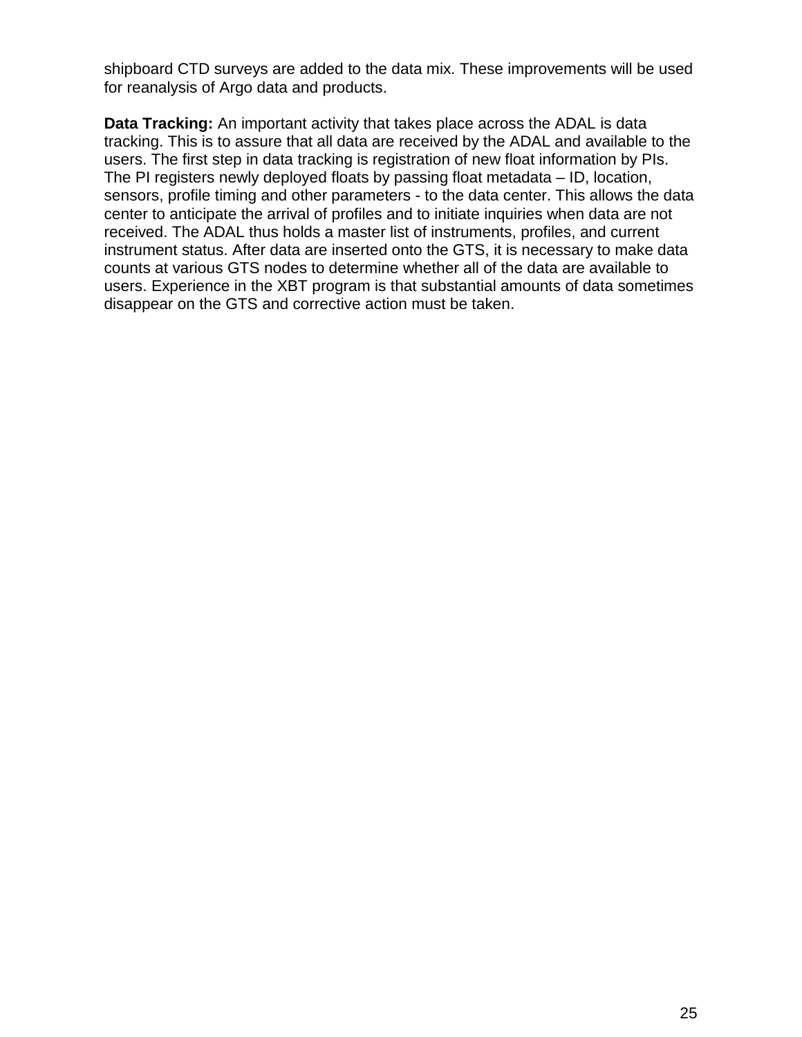shipboard CTD surveys are added to the data mix. These improvements will be used for reanalysis of Argo data and products.

**Data Tracking:** An important activity that takes place across the ADAL is data tracking. This is to assure that all data are received by the ADAL and available to the users. The first step in data tracking is registration of new float information by PIs. The PI registers newly deployed floats by passing float metadata – ID, location, sensors, profile timing and other parameters - to the data center. This allows the data center to anticipate the arrival of profiles and to initiate inquiries when data are not received. The ADAL thus holds a master list of instruments, profiles, and current instrument status. After data are inserted onto the GTS, it is necessary to make data counts at various GTS nodes to determine whether all of the data are available to users. Experience in the XBT program is that substantial amounts of data sometimes disappear on the GTS and corrective action must be taken.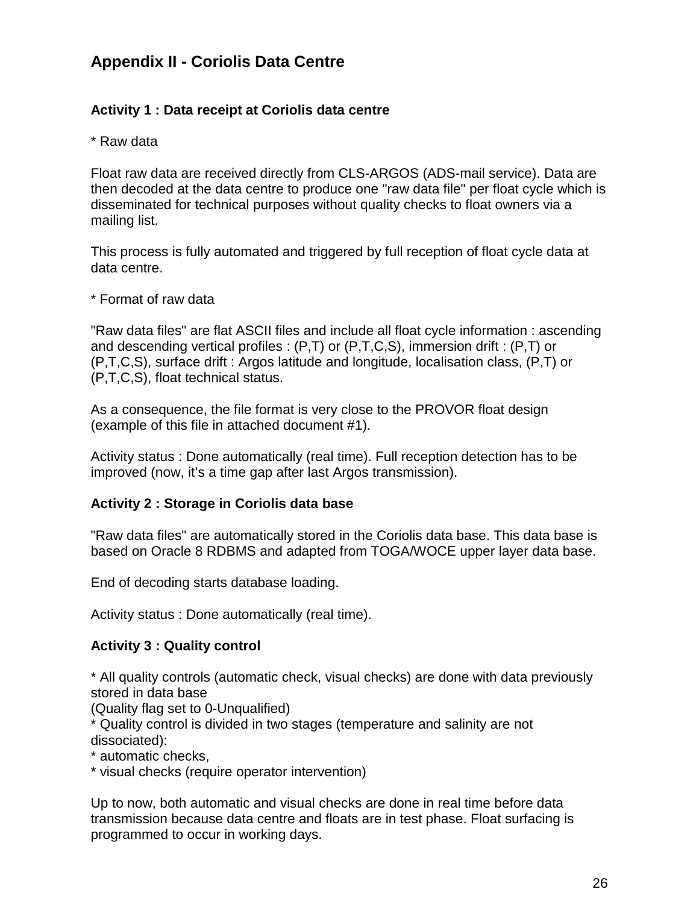## Appendix II - Coriolis Data Centre

**Activity 1 : Data receipt at Coriolis data centre**

* Raw data

Float raw data are received directly from CLS-ARGOS (ADS-mail service). Data are then decoded at the data centre to produce one "raw data file" per float cycle which is disseminated for technical purposes without quality checks to float owners via a mailing list.

This process is fully automated and triggered by full reception of float cycle data at data centre.

* Format of raw data

"Raw data files" are flat ASCII files and include all float cycle information : ascending and descending vertical profiles : (P,T) or (P,T,C,S), immersion drift : (P,T) or (P,T,C,S), surface drift : Argos latitude and longitude, localisation class, (P,T) or (P,T,C,S), float technical status.

As a consequence, the file format is very close to the PROVOR float design (example of this file in attached document #1).

Activity status : Done automatically (real time). Full reception detection has to be improved (now, it's a time gap after last Argos transmission).

**Activity 2 : Storage in Coriolis data base**

"Raw data files" are automatically stored in the Coriolis data base. This data base is based on Oracle 8 RDBMS and adapted from TOGA/WOCE upper layer data base.

End of decoding starts database loading.

Activity status : Done automatically (real time).

**Activity 3 : Quality control**

* All quality controls (automatic check, visual checks) are done with data previously stored in data base
(Quality flag set to 0-Unqualified)
* Quality control is divided in two stages (temperature and salinity are not dissociated):
* automatic checks,
* visual checks (require operator intervention)

Up to now, both automatic and visual checks are done in real time before data transmission because data centre and floats are in test phase. Float surfacing is programmed to occur in working days.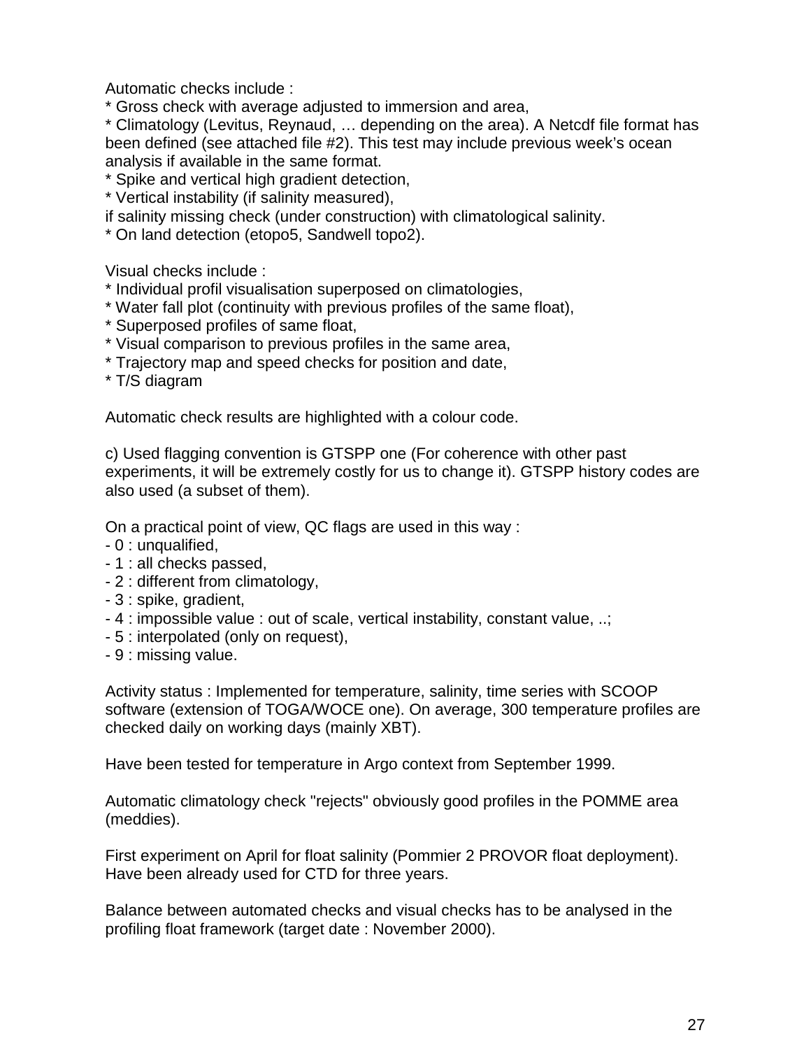Automatic checks include :

* Gross check with average adjusted to immersion and area,
* Climatology (Levitus, Reynaud, … depending on the area). A Netcdf file format has been defined (see attached file #2). This test may include previous week's ocean analysis if available in the same format.
* Spike and vertical high gradient detection,
* Vertical instability (if salinity measured),

if salinity missing check (under construction) with climatological salinity.

* On land detection (etopo5, Sandwell topo2).

Visual checks include :

* Individual profil visualisation superposed on climatologies,
* Water fall plot (continuity with previous profiles of the same float),
* Superposed profiles of same float,
* Visual comparison to previous profiles in the same area,
* Trajectory map and speed checks for position and date,
* T/S diagram

Automatic check results are highlighted with a colour code.

c) Used flagging convention is GTSPP one (For coherence with other past experiments, it will be extremely costly for us to change it). GTSPP history codes are also used (a subset of them).

On a practical point of view, QC flags are used in this way :

- 0 : unqualified,
- 1 : all checks passed,
- 2 : different from climatology,
- 3 : spike, gradient,
- 4 : impossible value : out of scale, vertical instability, constant value, ..;
- 5 : interpolated (only on request),
- 9 : missing value.

Activity status : Implemented for temperature, salinity, time series with SCOOP software (extension of TOGA/WOCE one). On average, 300 temperature profiles are checked daily on working days (mainly XBT).

Have been tested for temperature in Argo context from September 1999.

Automatic climatology check "rejects" obviously good profiles in the POMME area (meddies).

First experiment on April for float salinity (Pommier 2 PROVOR float deployment). Have been already used for CTD for three years.

Balance between automated checks and visual checks has to be analysed in the profiling float framework (target date : November 2000).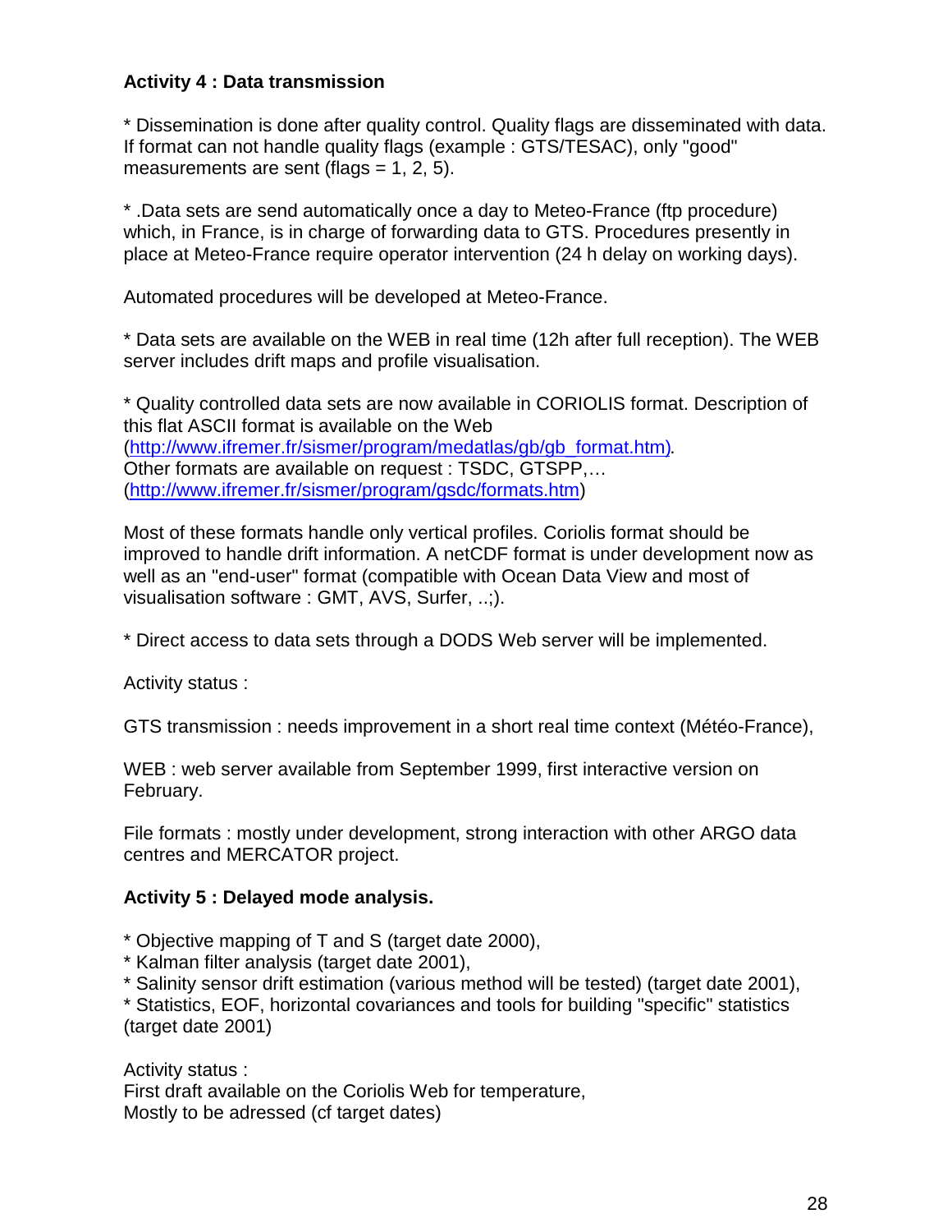**Activity 4 : Data transmission**

* Dissemination is done after quality control. Quality flags are disseminated with data. If format can not handle quality flags (example : GTS/TESAC), only "good" measurements are sent (flags = 1, 2, 5).

* .Data sets are send automatically once a day to Meteo-France (ftp procedure) which, in France, is in charge of forwarding data to GTS. Procedures presently in place at Meteo-France require operator intervention (24 h delay on working days).

Automated procedures will be developed at Meteo-France.

* Data sets are available on the WEB in real time (12h after full reception). The WEB server includes drift maps and profile visualisation.

* Quality controlled data sets are now available in CORIOLIS format. Description of this flat ASCII format is available on the Web (http://www.ifremer.fr/sismer/program/medatlas/gb/gb_format.htm).
Other formats are available on request : TSDC, GTSPP,…
(http://www.ifremer.fr/sismer/program/gsdc/formats.htm)

Most of these formats handle only vertical profiles. Coriolis format should be improved to handle drift information. A netCDF format is under development now as well as an "end-user" format (compatible with Ocean Data View and most of visualisation software : GMT, AVS, Surfer, ..;).

* Direct access to data sets through a DODS Web server will be implemented.

Activity status :

GTS transmission : needs improvement in a short real time context (Météo-France),

WEB : web server available from September 1999, first interactive version on February.

File formats : mostly under development, strong interaction with other ARGO data centres and MERCATOR project.

**Activity 5 : Delayed mode analysis.**

* Objective mapping of T and S (target date 2000),
* Kalman filter analysis (target date 2001),
* Salinity sensor drift estimation (various method will be tested) (target date 2001),
* Statistics, EOF, horizontal covariances and tools for building "specific" statistics (target date 2001)

Activity status :
First draft available on the Coriolis Web for temperature,
Mostly to be adressed (cf target dates)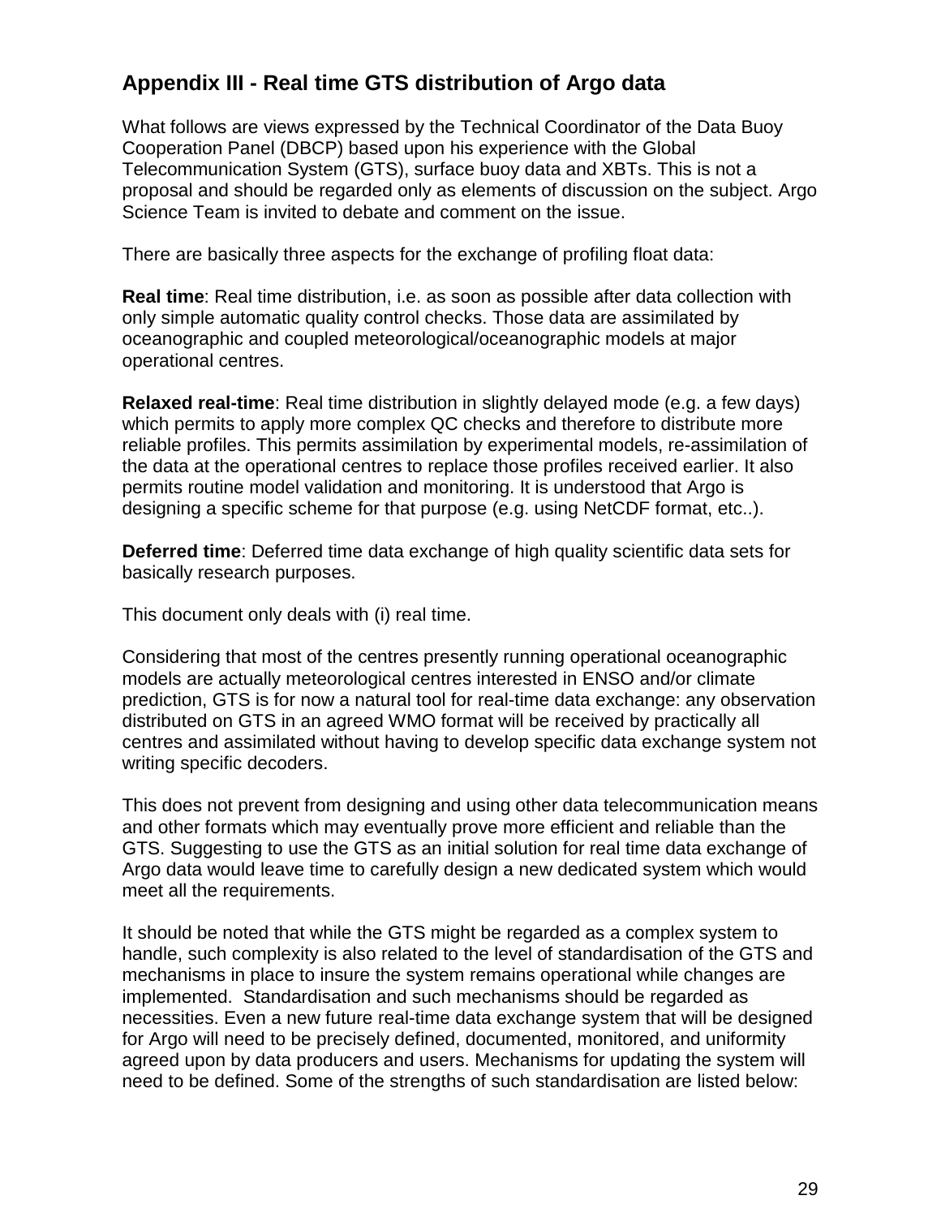## Appendix III - Real time GTS distribution of Argo data

What follows are views expressed by the Technical Coordinator of the Data Buoy Cooperation Panel (DBCP) based upon his experience with the Global Telecommunication System (GTS), surface buoy data and XBTs. This is not a proposal and should be regarded only as elements of discussion on the subject. Argo Science Team is invited to debate and comment on the issue.

There are basically three aspects for the exchange of profiling float data:

**Real time**: Real time distribution, i.e. as soon as possible after data collection with only simple automatic quality control checks. Those data are assimilated by oceanographic and coupled meteorological/oceanographic models at major operational centres.

**Relaxed real-time**: Real time distribution in slightly delayed mode (e.g. a few days) which permits to apply more complex QC checks and therefore to distribute more reliable profiles. This permits assimilation by experimental models, re-assimilation of the data at the operational centres to replace those profiles received earlier. It also permits routine model validation and monitoring. It is understood that Argo is designing a specific scheme for that purpose (e.g. using NetCDF format, etc..).

**Deferred time**: Deferred time data exchange of high quality scientific data sets for basically research purposes.

This document only deals with (i) real time.

Considering that most of the centres presently running operational oceanographic models are actually meteorological centres interested in ENSO and/or climate prediction, GTS is for now a natural tool for real-time data exchange: any observation distributed on GTS in an agreed WMO format will be received by practically all centres and assimilated without having to develop specific data exchange system not writing specific decoders.

This does not prevent from designing and using other data telecommunication means and other formats which may eventually prove more efficient and reliable than the GTS. Suggesting to use the GTS as an initial solution for real time data exchange of Argo data would leave time to carefully design a new dedicated system which would meet all the requirements.

It should be noted that while the GTS might be regarded as a complex system to handle, such complexity is also related to the level of standardisation of the GTS and mechanisms in place to insure the system remains operational while changes are implemented. Standardisation and such mechanisms should be regarded as necessities. Even a new future real-time data exchange system that will be designed for Argo will need to be precisely defined, documented, monitored, and uniformity agreed upon by data producers and users. Mechanisms for updating the system will need to be defined. Some of the strengths of such standardisation are listed below: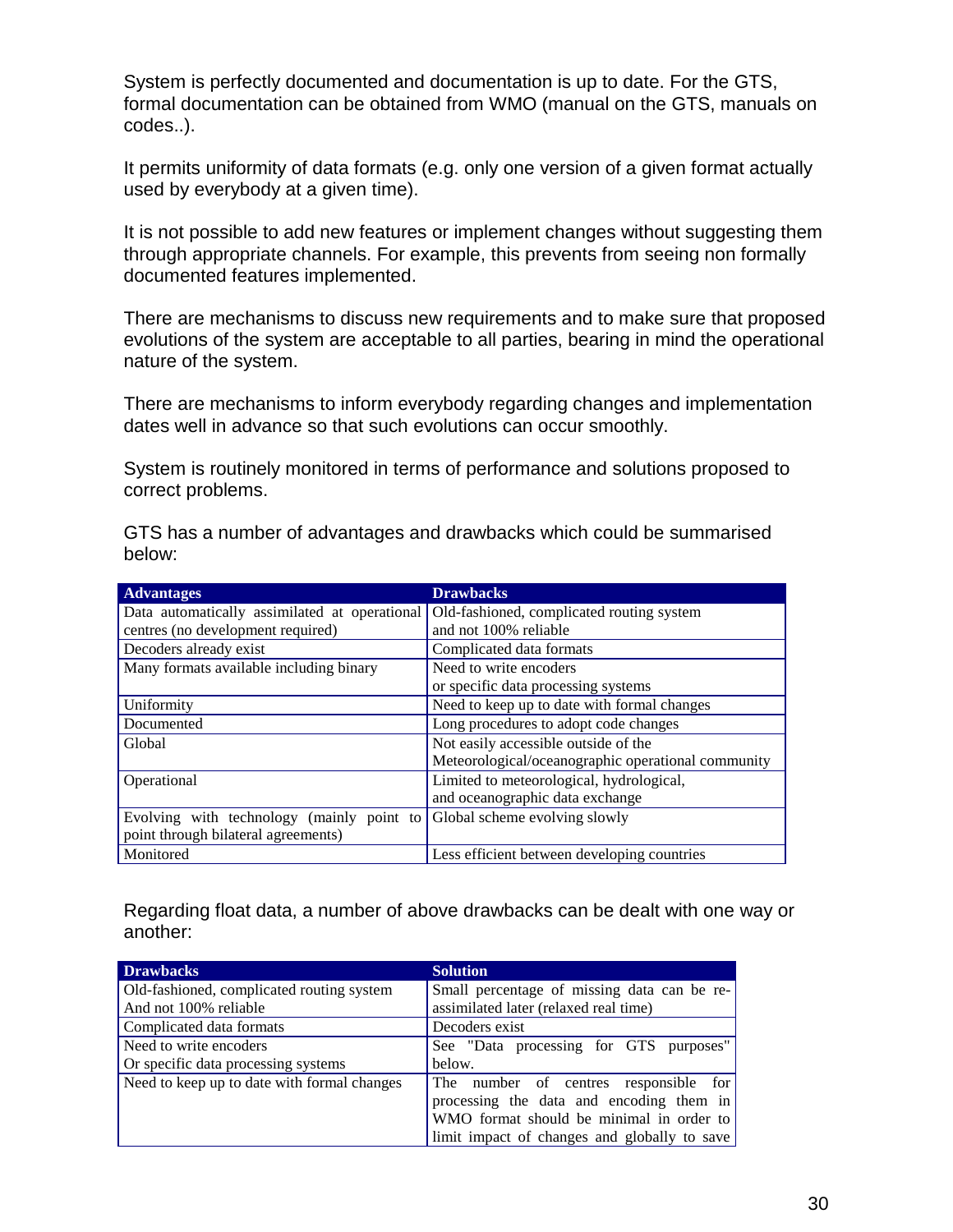System is perfectly documented and documentation is up to date. For the GTS, formal documentation can be obtained from WMO (manual on the GTS, manuals on codes..).

It permits uniformity of data formats (e.g. only one version of a given format actually used by everybody at a given time).

It is not possible to add new features or implement changes without suggesting them through appropriate channels. For example, this prevents from seeing non formally documented features implemented.

There are mechanisms to discuss new requirements and to make sure that proposed evolutions of the system are acceptable to all parties, bearing in mind the operational nature of the system.

There are mechanisms to inform everybody regarding changes and implementation dates well in advance so that such evolutions can occur smoothly.

System is routinely monitored in terms of performance and solutions proposed to correct problems.

GTS has a number of advantages and drawbacks which could be summarised below:

| Advantages | Drawbacks |
|---|---|
| Data automatically assimilated at operational centres (no development required) | Old-fashioned, complicated routing system and not 100% reliable |
| Decoders already exist | Complicated data formats |
| Many formats available including binary | Need to write encoders or specific data processing systems |
| Uniformity | Need to keep up to date with formal changes |
| Documented | Long procedures to adopt code changes |
| Global | Not easily accessible outside of the Meteorological/oceanographic operational community |
| Operational | Limited to meteorological, hydrological, and oceanographic data exchange |
| Evolving with technology (mainly point to point through bilateral agreements) | Global scheme evolving slowly |
| Monitored | Less efficient between developing countries |

Regarding float data, a number of above drawbacks can be dealt with one way or another:

| Drawbacks | Solution |
|---|---|
| Old-fashioned, complicated routing system And not 100% reliable | Small percentage of missing data can be re-assimilated later (relaxed real time) |
| Complicated data formats | Decoders exist |
| Need to write encoders Or specific data processing systems | See "Data processing for GTS purposes" below. |
| Need to keep up to date with formal changes | The number of centres responsible for processing the data and encoding them in WMO format should be minimal in order to limit impact of changes and globally to save |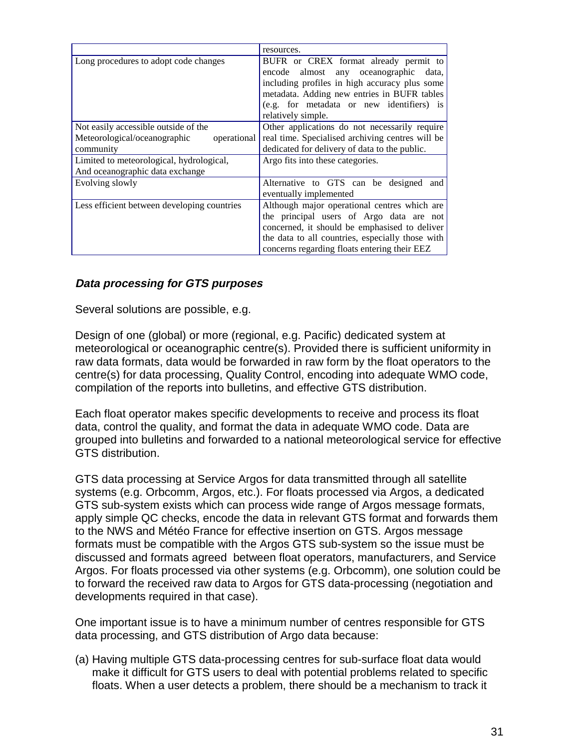| | |
|---|---|
| | resources. |
| Long procedures to adopt code changes | BUFR or CREX format already permit to encode almost any oceanographic data, including profiles in high accuracy plus some metadata. Adding new entries in BUFR tables (e.g. for metadata or new identifiers) is relatively simple. |
| Not easily accessible outside of the Meteorological/oceanographic operational community | Other applications do not necessarily require real time. Specialised archiving centres will be dedicated for delivery of data to the public. |
| Limited to meteorological, hydrological, And oceanographic data exchange | Argo fits into these categories. |
| Evolving slowly | Alternative to GTS can be designed and eventually implemented |
| Less efficient between developing countries | Although major operational centres which are the principal users of Argo data are not concerned, it should be emphasised to deliver the data to all countries, especially those with concerns regarding floats entering their EEZ |

***Data processing for GTS purposes***

Several solutions are possible, e.g.

Design of one (global) or more (regional, e.g. Pacific) dedicated system at meteorological or oceanographic centre(s). Provided there is sufficient uniformity in raw data formats, data would be forwarded in raw form by the float operators to the centre(s) for data processing, Quality Control, encoding into adequate WMO code, compilation of the reports into bulletins, and effective GTS distribution.

Each float operator makes specific developments to receive and process its float data, control the quality, and format the data in adequate WMO code. Data are grouped into bulletins and forwarded to a national meteorological service for effective GTS distribution.

GTS data processing at Service Argos for data transmitted through all satellite systems (e.g. Orbcomm, Argos, etc.). For floats processed via Argos, a dedicated GTS sub-system exists which can process wide range of Argos message formats, apply simple QC checks, encode the data in relevant GTS format and forwards them to the NWS and Météo France for effective insertion on GTS. Argos message formats must be compatible with the Argos GTS sub-system so the issue must be discussed and formats agreed between float operators, manufacturers, and Service Argos. For floats processed via other systems (e.g. Orbcomm), one solution could be to forward the received raw data to Argos for GTS data-processing (negotiation and developments required in that case).

One important issue is to have a minimum number of centres responsible for GTS data processing, and GTS distribution of Argo data because:

(a) Having multiple GTS data-processing centres for sub-surface float data would make it difficult for GTS users to deal with potential problems related to specific floats. When a user detects a problem, there should be a mechanism to track it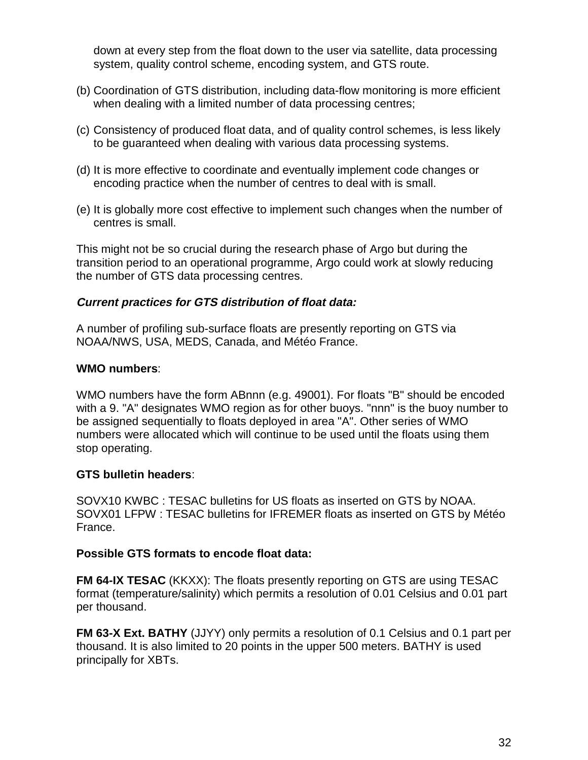down at every step from the float down to the user via satellite, data processing system, quality control scheme, encoding system, and GTS route.

(b) Coordination of GTS distribution, including data-flow monitoring is more efficient when dealing with a limited number of data processing centres;

(c) Consistency of produced float data, and of quality control schemes, is less likely to be guaranteed when dealing with various data processing systems.

(d) It is more effective to coordinate and eventually implement code changes or encoding practice when the number of centres to deal with is small.

(e) It is globally more cost effective to implement such changes when the number of centres is small.

This might not be so crucial during the research phase of Argo but during the transition period to an operational programme, Argo could work at slowly reducing the number of GTS data processing centres.

***Current practices for GTS distribution of float data:***

A number of profiling sub-surface floats are presently reporting on GTS via NOAA/NWS, USA, MEDS, Canada, and Météo France.

**WMO numbers**:

WMO numbers have the form ABnnn (e.g. 49001). For floats "B" should be encoded with a 9. "A" designates WMO region as for other buoys. "nnn" is the buoy number to be assigned sequentially to floats deployed in area "A". Other series of WMO numbers were allocated which will continue to be used until the floats using them stop operating.

**GTS bulletin headers**:

SOVX10 KWBC : TESAC bulletins for US floats as inserted on GTS by NOAA.
SOVX01 LFPW : TESAC bulletins for IFREMER floats as inserted on GTS by Météo France.

**Possible GTS formats to encode float data:**

**FM 64-IX TESAC** (KKXX): The floats presently reporting on GTS are using TESAC format (temperature/salinity) which permits a resolution of 0.01 Celsius and 0.01 part per thousand.

**FM 63-X Ext. BATHY** (JJYY) only permits a resolution of 0.1 Celsius and 0.1 part per thousand. It is also limited to 20 points in the upper 500 meters. BATHY is used principally for XBTs.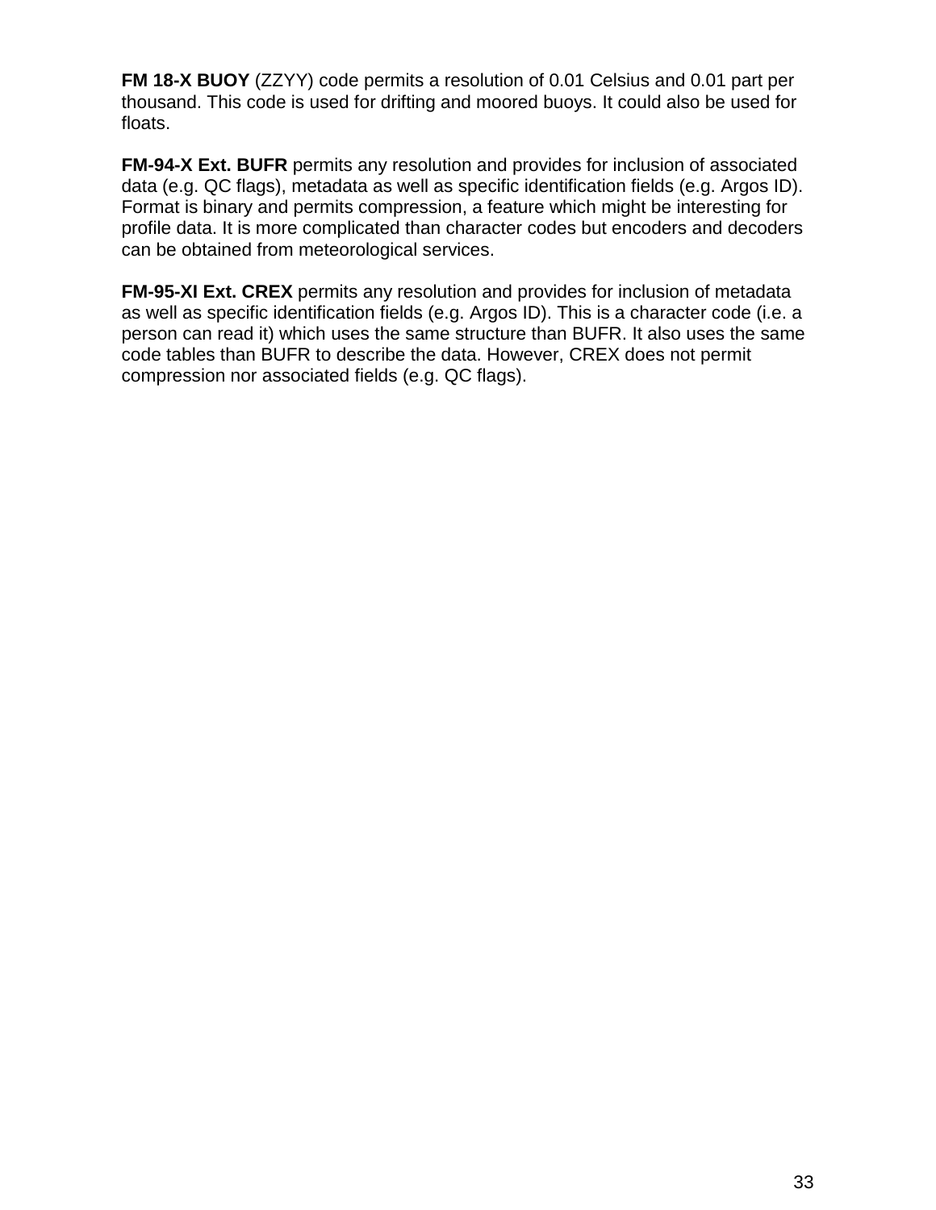**FM 18-X BUOY** (ZZYY) code permits a resolution of 0.01 Celsius and 0.01 part per thousand. This code is used for drifting and moored buoys. It could also be used for floats.

**FM-94-X Ext. BUFR** permits any resolution and provides for inclusion of associated data (e.g. QC flags), metadata as well as specific identification fields (e.g. Argos ID). Format is binary and permits compression, a feature which might be interesting for profile data. It is more complicated than character codes but encoders and decoders can be obtained from meteorological services.

**FM-95-XI Ext. CREX** permits any resolution and provides for inclusion of metadata as well as specific identification fields (e.g. Argos ID). This is a character code (i.e. a person can read it) which uses the same structure than BUFR. It also uses the same code tables than BUFR to describe the data. However, CREX does not permit compression nor associated fields (e.g. QC flags).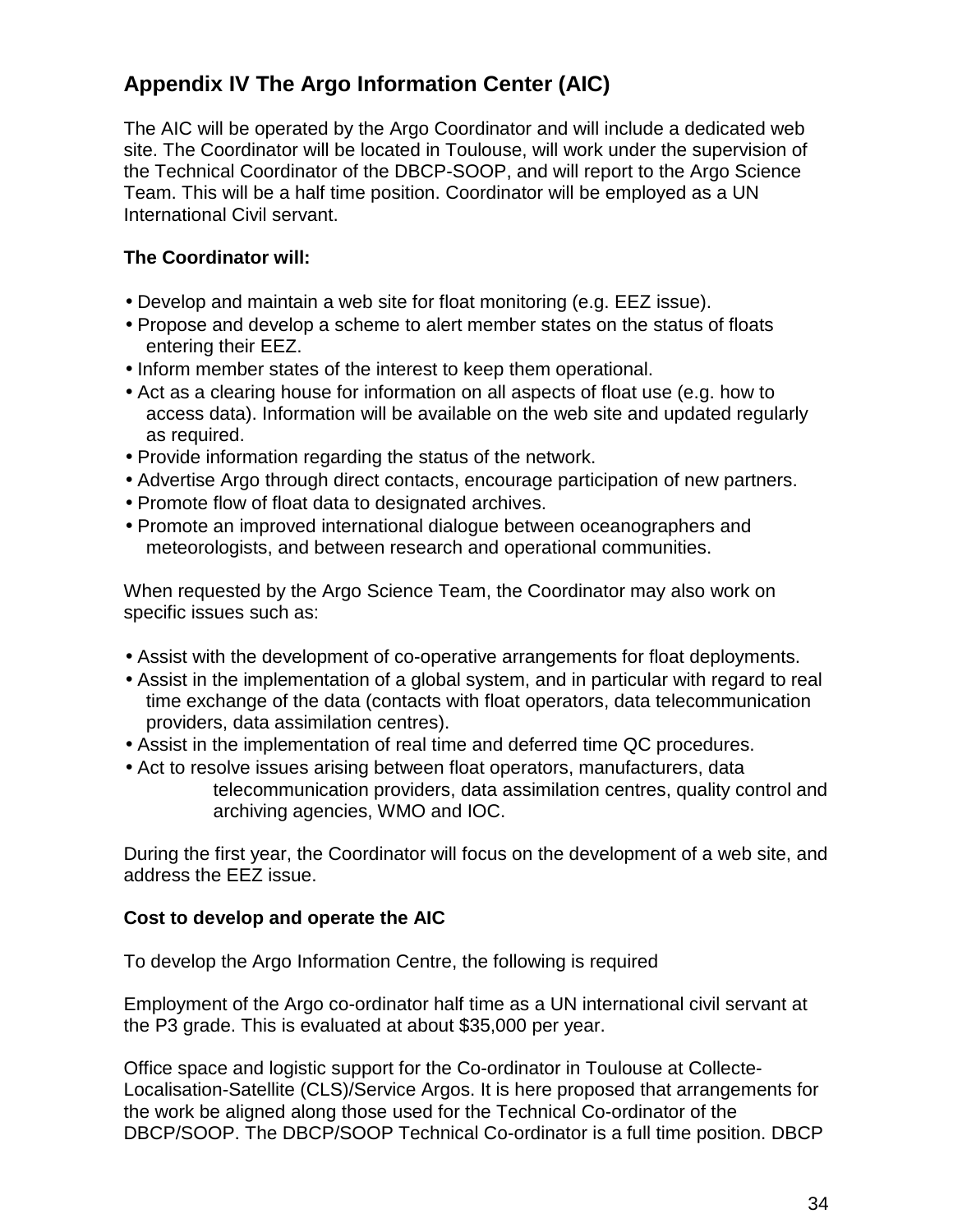## Appendix IV The Argo Information Center (AIC)

The AIC will be operated by the Argo Coordinator and will include a dedicated web site. The Coordinator will be located in Toulouse, will work under the supervision of the Technical Coordinator of the DBCP-SOOP, and will report to the Argo Science Team. This will be a half time position. Coordinator will be employed as a UN International Civil servant.

**The Coordinator will:**

- Develop and maintain a web site for float monitoring (e.g. EEZ issue).
- Propose and develop a scheme to alert member states on the status of floats entering their EEZ.
- Inform member states of the interest to keep them operational.
- Act as a clearing house for information on all aspects of float use (e.g. how to access data). Information will be available on the web site and updated regularly as required.
- Provide information regarding the status of the network.
- Advertise Argo through direct contacts, encourage participation of new partners.
- Promote flow of float data to designated archives.
- Promote an improved international dialogue between oceanographers and meteorologists, and between research and operational communities.

When requested by the Argo Science Team, the Coordinator may also work on specific issues such as:

- Assist with the development of co-operative arrangements for float deployments.
- Assist in the implementation of a global system, and in particular with regard to real time exchange of the data (contacts with float operators, data telecommunication providers, data assimilation centres).
- Assist in the implementation of real time and deferred time QC procedures.
- Act to resolve issues arising between float operators, manufacturers, data telecommunication providers, data assimilation centres, quality control and archiving agencies, WMO and IOC.

During the first year, the Coordinator will focus on the development of a web site, and address the EEZ issue.

**Cost to develop and operate the AIC**

To develop the Argo Information Centre, the following is required

Employment of the Argo co-ordinator half time as a UN international civil servant at the P3 grade. This is evaluated at about $35,000 per year.

Office space and logistic support for the Co-ordinator in Toulouse at Collecte-Localisation-Satellite (CLS)/Service Argos. It is here proposed that arrangements for the work be aligned along those used for the Technical Co-ordinator of the DBCP/SOOP. The DBCP/SOOP Technical Co-ordinator is a full time position. DBCP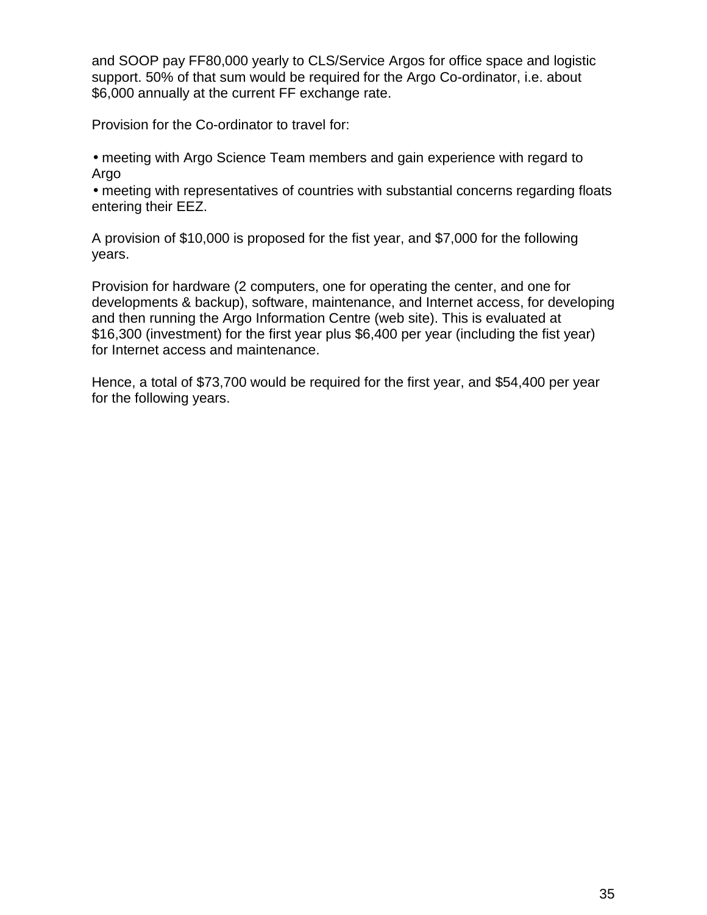and SOOP pay FF80,000 yearly to CLS/Service Argos for office space and logistic support. 50% of that sum would be required for the Argo Co-ordinator, i.e. about $6,000 annually at the current FF exchange rate.

Provision for the Co-ordinator to travel for:

- meeting with Argo Science Team members and gain experience with regard to Argo
- meeting with representatives of countries with substantial concerns regarding floats entering their EEZ.

A provision of $10,000 is proposed for the fist year, and $7,000 for the following years.

Provision for hardware (2 computers, one for operating the center, and one for developments & backup), software, maintenance, and Internet access, for developing and then running the Argo Information Centre (web site). This is evaluated at $16,300 (investment) for the first year plus $6,400 per year (including the fist year) for Internet access and maintenance.

Hence, a total of $73,700 would be required for the first year, and $54,400 per year for the following years.